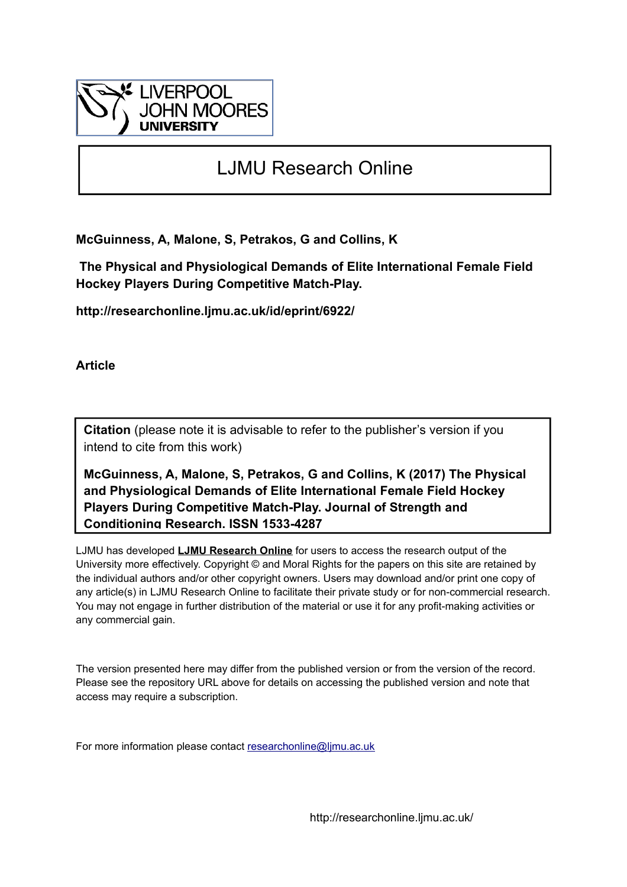LIVERPOOL JOHN MOORES UNIVERSITY

# LJMU Research Online

**McGuinness, A, Malone, S, Petrakos, G and Collins, K**

**The Physical and Physiological Demands of Elite International Female Field Hockey Players During Competitive Match-Play.**

**http://researchonline.ljmu.ac.uk/id/eprint/6922/**

**Article**

**Citation** (please note it is advisable to refer to the publisher's version if you intend to cite from this work)

**McGuinness, A, Malone, S, Petrakos, G and Collins, K (2017) The Physical and Physiological Demands of Elite International Female Field Hockey Players During Competitive Match-Play. Journal of Strength and Conditioning Research. ISSN 1533-4287**

LJMU has developed **LJMU Research Online** for users to access the research output of the University more effectively. Copyright © and Moral Rights for the papers on this site are retained by the individual authors and/or other copyright owners. Users may download and/or print one copy of any article(s) in LJMU Research Online to facilitate their private study or for non-commercial research. You may not engage in further distribution of the material or use it for any profit-making activities or any commercial gain.

The version presented here may differ from the published version or from the version of the record. Please see the repository URL above for details on accessing the published version and note that access may require a subscription.

For more information please contact researchonline@ljmu.ac.uk

http://researchonline.ljmu.ac.uk/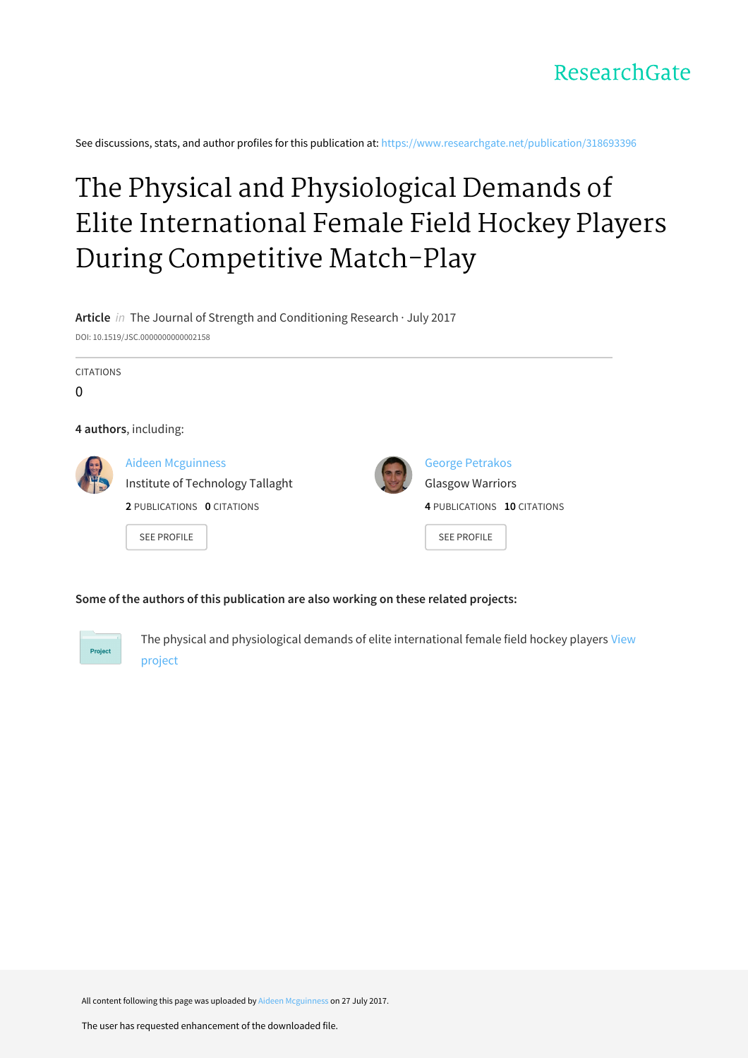ResearchGate

See discussions, stats, and author profiles for this publication at: https://www.researchgate.net/publication/318693396

# The Physical and Physiological Demands of Elite International Female Field Hockey Players During Competitive Match-Play

**Article** *in* The Journal of Strength and Conditioning Research · July 2017

DOI: 10.1519/JSC.0000000000002158

CITATIONS

0

**4 authors**, including:

Aideen Mcguinness
Institute of Technology Tallaght
**2** PUBLICATIONS **0** CITATIONS

SEE PROFILE

George Petrakos
Glasgow Warriors
**4** PUBLICATIONS **10** CITATIONS

SEE PROFILE

**Some of the authors of this publication are also working on these related projects:**

Project

The physical and physiological demands of elite international female field hockey players View project

All content following this page was uploaded by Aideen Mcguinness on 27 July 2017.

The user has requested enhancement of the downloaded file.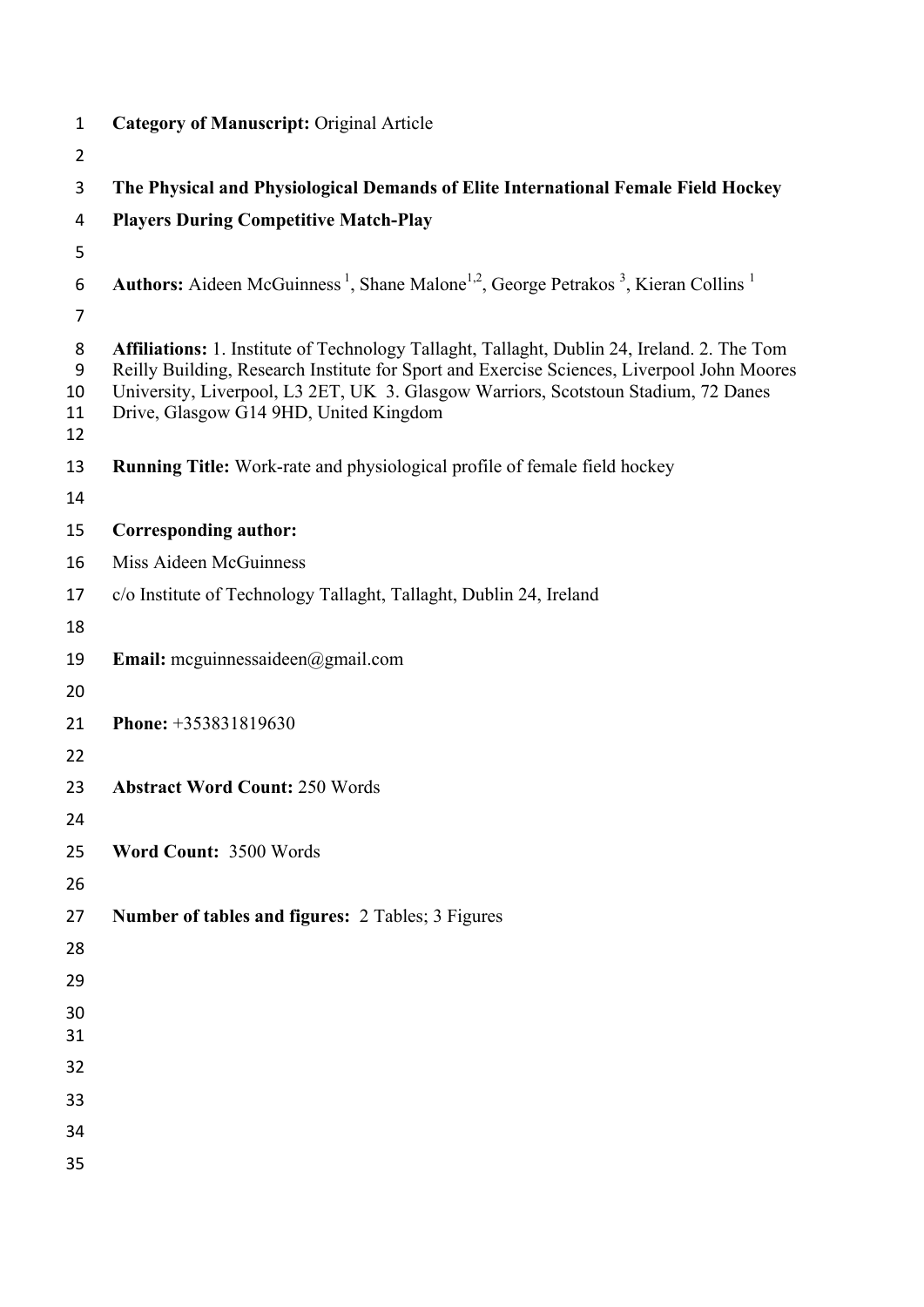**Category of Manuscript:** Original Article

**The Physical and Physiological Demands of Elite International Female Field Hockey Players During Competitive Match-Play**

**Authors:** Aideen McGuinness [1], Shane Malone[1,2], George Petrakos [3], Kieran Collins [1]

**Affiliations:** 1. Institute of Technology Tallaght, Tallaght, Dublin 24, Ireland. 2. The Tom Reilly Building, Research Institute for Sport and Exercise Sciences, Liverpool John Moores University, Liverpool, L3 2ET, UK 3. Glasgow Warriors, Scotstoun Stadium, 72 Danes Drive, Glasgow G14 9HD, United Kingdom

**Running Title:** Work-rate and physiological profile of female field hockey

**Corresponding author:**

Miss Aideen McGuinness

c/o Institute of Technology Tallaght, Tallaght, Dublin 24, Ireland

**Email:** mcguinnessaideen@gmail.com

**Phone:** +353831819630

**Abstract Word Count:** 250 Words

**Word Count:** 3500 Words

**Number of tables and figures:** 2 Tables; 3 Figures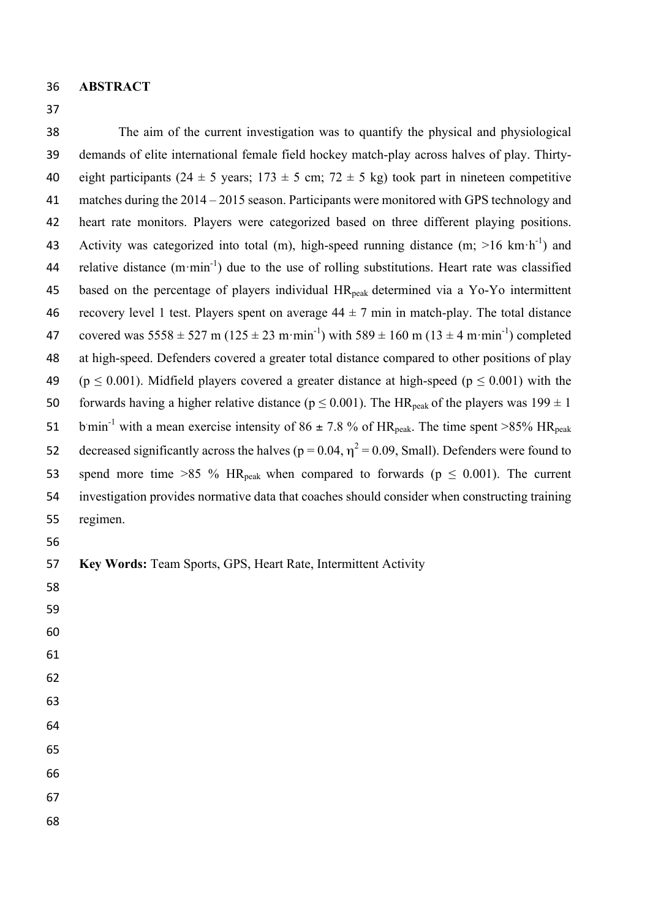## ABSTRACT

The aim of the current investigation was to quantify the physical and physiological demands of elite international female field hockey match-play across halves of play. Thirty-eight participants (24 ± 5 years; 173 ± 5 cm; 72 ± 5 kg) took part in nineteen competitive matches during the 2014 – 2015 season. Participants were monitored with GPS technology and heart rate monitors. Players were categorized based on three different playing positions. Activity was categorized into total (m), high-speed running distance (m; >16 km·h$^{-1}$) and relative distance (m·min$^{-1}$) due to the use of rolling substitutions. Heart rate was classified based on the percentage of players individual $HR_{peak}$ determined via a Yo-Yo intermittent recovery level 1 test. Players spent on average 44 ± 7 min in match-play. The total distance covered was 5558 ± 527 m (125 ± 23 m·min$^{-1}$) with 589 ± 160 m (13 ± 4 m·min$^{-1}$) completed at high-speed. Defenders covered a greater total distance compared to other positions of play ($p \leq 0.001$). Midfield players covered a greater distance at high-speed ($p \leq 0.001$) with the forwards having a higher relative distance ($p \leq 0.001$). The $HR_{peak}$ of the players was 199 ± 1 b·min$^{-1}$ with a mean exercise intensity of 86 ± 7.8 % of $HR_{peak}$. The time spent >85% $HR_{peak}$ decreased significantly across the halves ($p = 0.04$, $\eta^2 = 0.09$, Small). Defenders were found to spend more time >85 % $HR_{peak}$ when compared to forwards ($p \leq 0.001$). The current investigation provides normative data that coaches should consider when constructing training regimen.

**Key Words:** Team Sports, GPS, Heart Rate, Intermittent Activity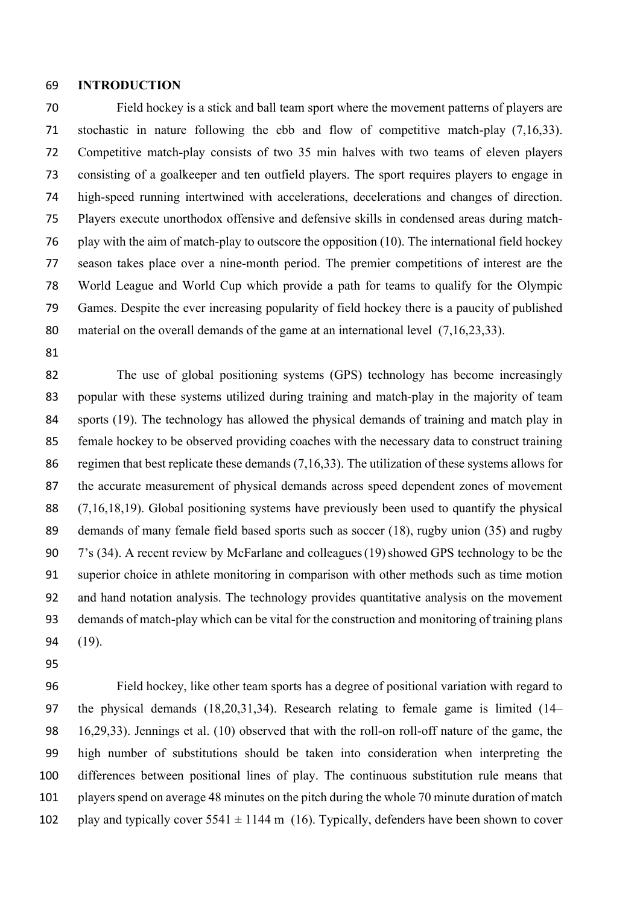## INTRODUCTION

Field hockey is a stick and ball team sport where the movement patterns of players are stochastic in nature following the ebb and flow of competitive match-play (7,16,33). Competitive match-play consists of two 35 min halves with two teams of eleven players consisting of a goalkeeper and ten outfield players. The sport requires players to engage in high-speed running intertwined with accelerations, decelerations and changes of direction. Players execute unorthodox offensive and defensive skills in condensed areas during match-play with the aim of match-play to outscore the opposition (10). The international field hockey season takes place over a nine-month period. The premier competitions of interest are the World League and World Cup which provide a path for teams to qualify for the Olympic Games. Despite the ever increasing popularity of field hockey there is a paucity of published material on the overall demands of the game at an international level (7,16,23,33).

The use of global positioning systems (GPS) technology has become increasingly popular with these systems utilized during training and match-play in the majority of team sports (19). The technology has allowed the physical demands of training and match play in female hockey to be observed providing coaches with the necessary data to construct training regimen that best replicate these demands (7,16,33). The utilization of these systems allows for the accurate measurement of physical demands across speed dependent zones of movement (7,16,18,19). Global positioning systems have previously been used to quantify the physical demands of many female field based sports such as soccer (18), rugby union (35) and rugby 7's (34). A recent review by McFarlane and colleagues (19) showed GPS technology to be the superior choice in athlete monitoring in comparison with other methods such as time motion and hand notation analysis. The technology provides quantitative analysis on the movement demands of match-play which can be vital for the construction and monitoring of training plans (19).

Field hockey, like other team sports has a degree of positional variation with regard to the physical demands (18,20,31,34). Research relating to female game is limited (14–16,29,33). Jennings et al. (10) observed that with the roll-on roll-off nature of the game, the high number of substitutions should be taken into consideration when interpreting the differences between positional lines of play. The continuous substitution rule means that players spend on average 48 minutes on the pitch during the whole 70 minute duration of match play and typically cover 5541 ± 1144 m (16). Typically, defenders have been shown to cover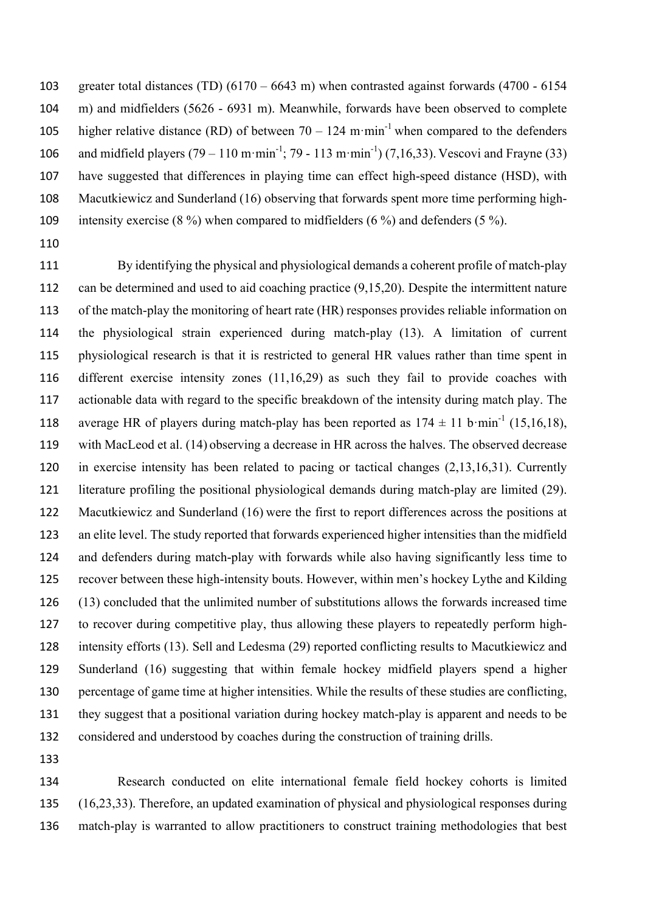greater total distances (TD) (6170 – 6643 m) when contrasted against forwards (4700 - 6154 m) and midfielders (5626 - 6931 m). Meanwhile, forwards have been observed to complete higher relative distance (RD) of between 70 – 124 $m \cdot min^{-1}$ when compared to the defenders and midfield players (79 – 110 $m \cdot min^{-1}$; 79 - 113 $m \cdot min^{-1}$) (7,16,33). Vescovi and Frayne (33) have suggested that differences in playing time can effect high-speed distance (HSD), with Macutkiewicz and Sunderland (16) observing that forwards spent more time performing high-intensity exercise (8 %) when compared to midfielders (6 %) and defenders (5 %).

By identifying the physical and physiological demands a coherent profile of match-play can be determined and used to aid coaching practice (9,15,20). Despite the intermittent nature of the match-play the monitoring of heart rate (HR) responses provides reliable information on the physiological strain experienced during match-play (13). A limitation of current physiological research is that it is restricted to general HR values rather than time spent in different exercise intensity zones (11,16,29) as such they fail to provide coaches with actionable data with regard to the specific breakdown of the intensity during match play. The average HR of players during match-play has been reported as 174 ± 11 $b \cdot min^{-1}$ (15,16,18), with MacLeod et al. (14) observing a decrease in HR across the halves. The observed decrease in exercise intensity has been related to pacing or tactical changes (2,13,16,31). Currently literature profiling the positional physiological demands during match-play are limited (29). Macutkiewicz and Sunderland (16) were the first to report differences across the positions at an elite level. The study reported that forwards experienced higher intensities than the midfield and defenders during match-play with forwards while also having significantly less time to recover between these high-intensity bouts. However, within men's hockey Lythe and Kilding (13) concluded that the unlimited number of substitutions allows the forwards increased time to recover during competitive play, thus allowing these players to repeatedly perform high-intensity efforts (13). Sell and Ledesma (29) reported conflicting results to Macutkiewicz and Sunderland (16) suggesting that within female hockey midfield players spend a higher percentage of game time at higher intensities. While the results of these studies are conflicting, they suggest that a positional variation during hockey match-play is apparent and needs to be considered and understood by coaches during the construction of training drills.

Research conducted on elite international female field hockey cohorts is limited (16,23,33). Therefore, an updated examination of physical and physiological responses during match-play is warranted to allow practitioners to construct training methodologies that best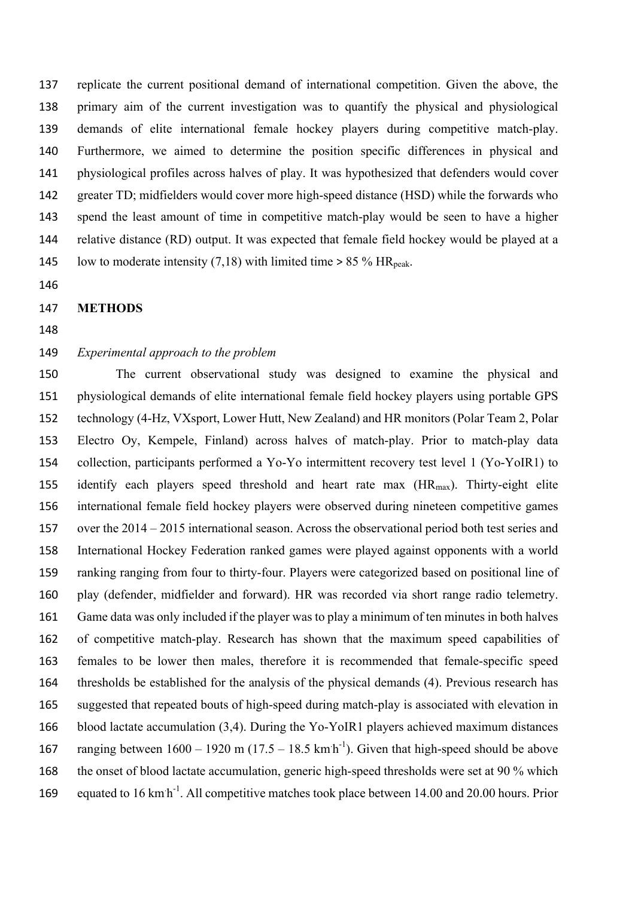replicate the current positional demand of international competition. Given the above, the primary aim of the current investigation was to quantify the physical and physiological demands of elite international female hockey players during competitive match-play. Furthermore, we aimed to determine the position specific differences in physical and physiological profiles across halves of play. It was hypothesized that defenders would cover greater TD; midfielders would cover more high-speed distance (HSD) while the forwards who spend the least amount of time in competitive match-play would be seen to have a higher relative distance (RD) output. It was expected that female field hockey would be played at a low to moderate intensity (7,18) with limited time > 85 % $HR_{peak}$.

## METHODS

### *Experimental approach to the problem*

The current observational study was designed to examine the physical and physiological demands of elite international female field hockey players using portable GPS technology (4-Hz, VXsport, Lower Hutt, New Zealand) and HR monitors (Polar Team 2, Polar Electro Oy, Kempele, Finland) across halves of match-play. Prior to match-play data collection, participants performed a Yo-Yo intermittent recovery test level 1 (Yo-YoIR1) to identify each players speed threshold and heart rate max ($HR_{max}$). Thirty-eight elite international female field hockey players were observed during nineteen competitive games over the 2014 – 2015 international season. Across the observational period both test series and International Hockey Federation ranked games were played against opponents with a world ranking ranging from four to thirty-four. Players were categorized based on positional line of play (defender, midfielder and forward). HR was recorded via short range radio telemetry. Game data was only included if the player was to play a minimum of ten minutes in both halves of competitive match-play. Research has shown that the maximum speed capabilities of females to be lower then males, therefore it is recommended that female-specific speed thresholds be established for the analysis of the physical demands (4). Previous research has suggested that repeated bouts of high-speed during match-play is associated with elevation in blood lactate accumulation (3,4). During the Yo-YoIR1 players achieved maximum distances ranging between 1600 – 1920 m (17.5 – 18.5 $km \cdot h^{-1}$). Given that high-speed should be above the onset of blood lactate accumulation, generic high-speed thresholds were set at 90 % which equated to 16 $km \cdot h^{-1}$. All competitive matches took place between 14.00 and 20.00 hours. Prior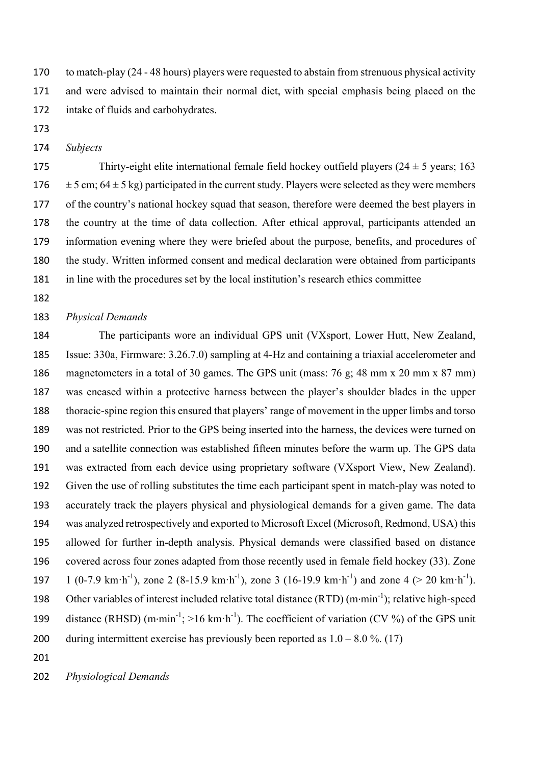to match-play (24 - 48 hours) players were requested to abstain from strenuous physical activity and were advised to maintain their normal diet, with special emphasis being placed on the intake of fluids and carbohydrates.

*Subjects*

Thirty-eight elite international female field hockey outfield players (24 ± 5 years; 163 ± 5 cm; 64 ± 5 kg) participated in the current study. Players were selected as they were members of the country's national hockey squad that season, therefore were deemed the best players in the country at the time of data collection. After ethical approval, participants attended an information evening where they were briefed about the purpose, benefits, and procedures of the study. Written informed consent and medical declaration were obtained from participants in line with the procedures set by the local institution's research ethics committee

*Physical Demands*

The participants wore an individual GPS unit (VXsport, Lower Hutt, New Zealand, Issue: 330a, Firmware: 3.26.7.0) sampling at 4-Hz and containing a triaxial accelerometer and magnetometers in a total of 30 games. The GPS unit (mass: 76 g; 48 mm x 20 mm x 87 mm) was encased within a protective harness between the player's shoulder blades in the upper thoracic-spine region this ensured that players' range of movement in the upper limbs and torso was not restricted. Prior to the GPS being inserted into the harness, the devices were turned on and a satellite connection was established fifteen minutes before the warm up. The GPS data was extracted from each device using proprietary software (VXsport View, New Zealand). Given the use of rolling substitutes the time each participant spent in match-play was noted to accurately track the players physical and physiological demands for a given game. The data was analyzed retrospectively and exported to Microsoft Excel (Microsoft, Redmond, USA) this allowed for further in-depth analysis. Physical demands were classified based on distance covered across four zones adapted from those recently used in female field hockey (33). Zone 1 (0-7.9 $km \cdot h^{-1}$), zone 2 (8-15.9 $km \cdot h^{-1}$), zone 3 (16-19.9 $km \cdot h^{-1}$) and zone 4 (> 20 $km \cdot h^{-1}$). Other variables of interest included relative total distance (RTD) ($m \cdot min^{-1}$); relative high-speed distance (RHSD) ($m \cdot min^{-1}$; >16 $km \cdot h^{-1}$). The coefficient of variation (CV %) of the GPS unit during intermittent exercise has previously been reported as 1.0 – 8.0 %. (17)

*Physiological Demands*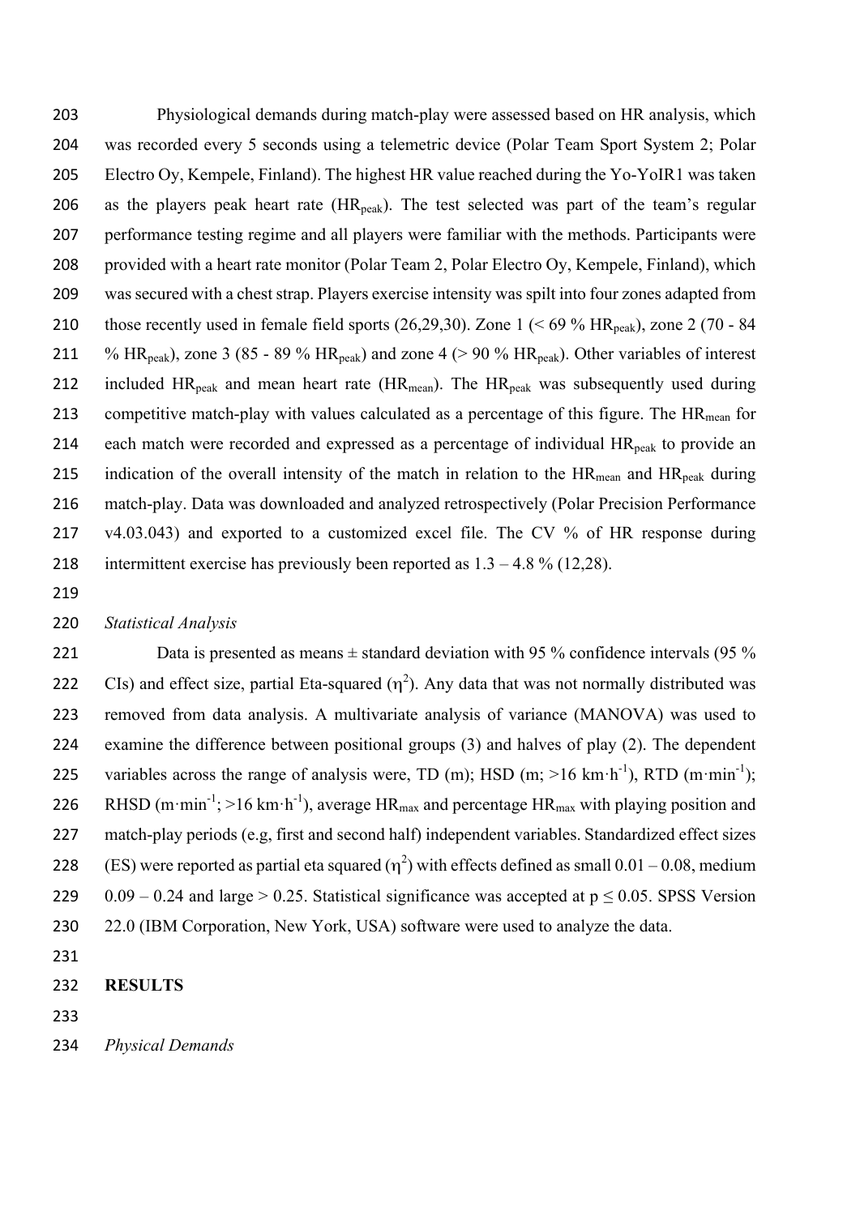Physiological demands during match-play were assessed based on HR analysis, which was recorded every 5 seconds using a telemetric device (Polar Team Sport System 2; Polar Electro Oy, Kempele, Finland). The highest HR value reached during the Yo-YoIR1 was taken as the players peak heart rate ($HR_{peak}$). The test selected was part of the team's regular performance testing regime and all players were familiar with the methods. Participants were provided with a heart rate monitor (Polar Team 2, Polar Electro Oy, Kempele, Finland), which was secured with a chest strap. Players exercise intensity was spilt into four zones adapted from those recently used in female field sports (26,29,30). Zone 1 (< 69 % $HR_{peak}$), zone 2 (70 - 84 % $HR_{peak}$), zone 3 (85 - 89 % $HR_{peak}$) and zone 4 (> 90 % $HR_{peak}$). Other variables of interest included $HR_{peak}$ and mean heart rate ($HR_{mean}$). The $HR_{peak}$ was subsequently used during competitive match-play with values calculated as a percentage of this figure. The $HR_{mean}$ for each match were recorded and expressed as a percentage of individual $HR_{peak}$ to provide an indication of the overall intensity of the match in relation to the $HR_{mean}$ and $HR_{peak}$ during match-play. Data was downloaded and analyzed retrospectively (Polar Precision Performance v4.03.043) and exported to a customized excel file. The CV % of HR response during intermittent exercise has previously been reported as 1.3 – 4.8 % (12,28).

*Statistical Analysis*

Data is presented as means ± standard deviation with 95 % confidence intervals (95 % CIs) and effect size, partial Eta-squared ($\eta^2$). Any data that was not normally distributed was removed from data analysis. A multivariate analysis of variance (MANOVA) was used to examine the difference between positional groups (3) and halves of play (2). The dependent variables across the range of analysis were, TD (m); HSD (m; >16 $km \cdot h^{-1}$), RTD ($m \cdot min^{-1}$); RHSD ($m \cdot min^{-1}$; >16 $km \cdot h^{-1}$), average $HR_{max}$ and percentage $HR_{max}$ with playing position and match-play periods (e.g, first and second half) independent variables. Standardized effect sizes (ES) were reported as partial eta squared ($\eta^2$) with effects defined as small 0.01 – 0.08, medium 0.09 – 0.24 and large > 0.25. Statistical significance was accepted at $p \leq 0.05$. SPSS Version 22.0 (IBM Corporation, New York, USA) software were used to analyze the data.

## RESULTS

*Physical Demands*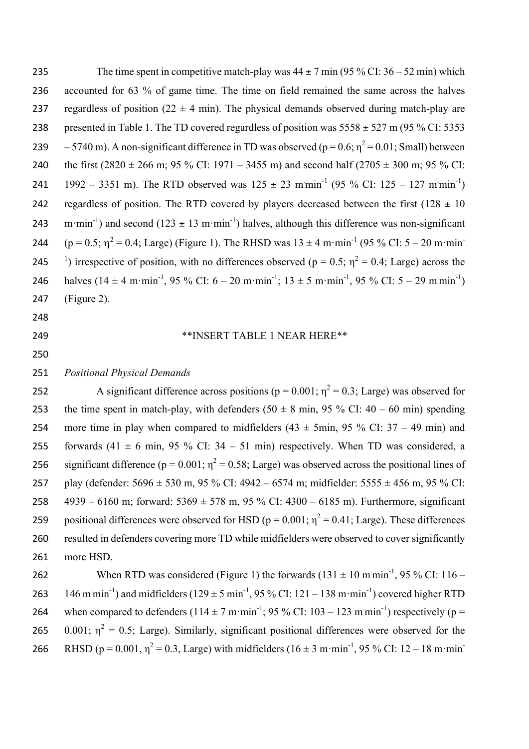The time spent in competitive match-play was 44 ± 7 min (95 % CI: 36 – 52 min) which accounted for 63 % of game time. The time on field remained the same across the halves regardless of position (22 ± 4 min). The physical demands observed during match-play are presented in Table 1. The TD covered regardless of position was 5558 ± 527 m (95 % CI: 5353 – 5740 m). A non-significant difference in TD was observed ($p = 0.6$; $\eta^2 = 0.01$; Small) between the first (2820 ± 266 m; 95 % CI: 1971 – 3455 m) and second half (2705 ± 300 m; 95 % CI: 1992 – 3351 m). The RTD observed was 125 ± 23 $m \cdot min^{-1}$ (95 % CI: 125 – 127 $m \cdot min^{-1}$) regardless of position. The RTD covered by players decreased between the first (128 ± 10 $m \cdot min^{-1}$) and second (123 ± 13 $m \cdot min^{-1}$) halves, although this difference was non-significant ($p = 0.5$; $\eta^2 = 0.4$; Large) (Figure 1). The RHSD was 13 ± 4 $m \cdot min^{-1}$ (95 % CI: 5 – 20 $m \cdot min^{-1}$) irrespective of position, with no differences observed ($p = 0.5$; $\eta^2 = 0.4$; Large) across the halves (14 ± 4 $m \cdot min^{-1}$, 95 % CI: 6 – 20 $m \cdot min^{-1}$; 13 ± 5 $m \cdot min^{-1}$, 95 % CI: 5 – 29 $m \cdot min^{-1}$) (Figure 2).

**INSERT TABLE 1 NEAR HERE**

*Positional Physical Demands*

A significant difference across positions ($p = 0.001$; $\eta^2 = 0.3$; Large) was observed for the time spent in match-play, with defenders (50 ± 8 min, 95 % CI: 40 – 60 min) spending more time in play when compared to midfielders (43 ± 5min, 95 % CI: 37 – 49 min) and forwards (41 ± 6 min, 95 % CI: 34 – 51 min) respectively. When TD was considered, a significant difference ($p = 0.001$; $\eta^2 = 0.58$; Large) was observed across the positional lines of play (defender: 5696 ± 530 m, 95 % CI: 4942 – 6574 m; midfielder: 5555 ± 456 m, 95 % CI: 4939 – 6160 m; forward: 5369 ± 578 m, 95 % CI: 4300 – 6185 m). Furthermore, significant positional differences were observed for HSD ($p = 0.001$; $\eta^2 = 0.41$; Large). These differences resulted in defenders covering more TD while midfielders were observed to cover significantly more HSD.

When RTD was considered (Figure 1) the forwards (131 ± 10 $m \cdot min^{-1}$, 95 % CI: 116 – 146 $m \cdot min^{-1}$) and midfielders (129 ± 5 $min^{-1}$, 95 % CI: 121 – 138 $m \cdot min^{-1}$) covered higher RTD when compared to defenders (114 ± 7 $m \cdot min^{-1}$; 95 % CI: 103 – 123 $m \cdot min^{-1}$) respectively ($p = 0.001$; $\eta^2 = 0.5$; Large). Similarly, significant positional differences were observed for the RHSD ($p = 0.001$, $\eta^2 = 0.3$, Large) with midfielders (16 ± 3 $m \cdot min^{-1}$, 95 % CI: 12 – 18 $m \cdot min^{-}$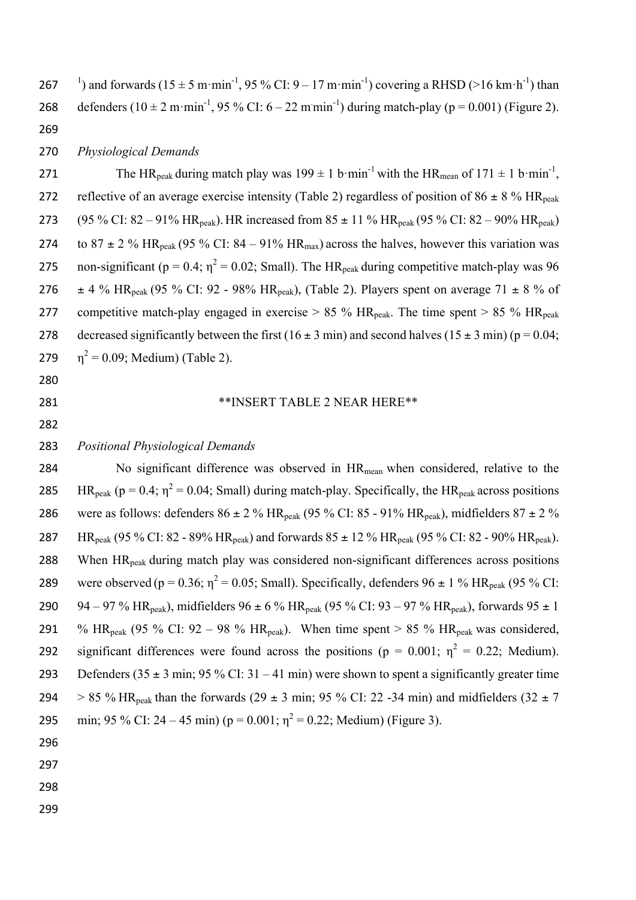$^{1}$) and forwards ($15 \pm 5$ m·min$^{-1}$, 95 % CI: 9 – 17 m·min$^{-1}$) covering a RHSD (>16 km·h$^{-1}$) than defenders ($10 \pm 2$ m·min$^{-1}$, 95 % CI: 6 – 22 m·min$^{-1}$) during match-play ($p = 0.001$) (Figure 2).

*Physiological Demands*

The $HR_{peak}$ during match play was $199 \pm 1$ b·min$^{-1}$ with the $HR_{mean}$ of $171 \pm 1$ b·min$^{-1}$, reflective of an average exercise intensity (Table 2) regardless of position of $86 \pm 8$ % $HR_{peak}$ (95 % CI: 82 – 91% $HR_{peak}$). HR increased from $85 \pm 11$ % $HR_{peak}$ (95 % CI: 82 – 90% $HR_{peak}$) to $87 \pm 2$ % $HR_{peak}$ (95 % CI: 84 – 91% $HR_{max}$) across the halves, however this variation was non-significant ($p = 0.4$; $\eta^2 = 0.02$; Small). The $HR_{peak}$ during competitive match-play was $96 \pm 4$ % $HR_{peak}$ (95 % CI: 92 - 98% $HR_{peak}$), (Table 2). Players spent on average $71 \pm 8$ % of competitive match-play engaged in exercise > 85 % $HR_{peak}$. The time spent > 85 % $HR_{peak}$ decreased significantly between the first ($16 \pm 3$ min) and second halves ($15 \pm 3$ min) ($p = 0.04$; $\eta^2 = 0.09$; Medium) (Table 2).

**INSERT TABLE 2 NEAR HERE**

*Positional Physiological Demands*

No significant difference was observed in $HR_{mean}$ when considered, relative to the $HR_{peak}$ ($p = 0.4$; $\eta^2 = 0.04$; Small) during match-play. Specifically, the $HR_{peak}$ across positions were as follows: defenders $86 \pm 2$ % $HR_{peak}$ (95 % CI: 85 - 91% $HR_{peak}$), midfielders $87 \pm 2$ % $HR_{peak}$ (95 % CI: 82 - 89% $HR_{peak}$) and forwards $85 \pm 12$ % $HR_{peak}$ (95 % CI: 82 - 90% $HR_{peak}$). When $HR_{peak}$ during match play was considered non-significant differences across positions were observed ($p = 0.36$; $\eta^2 = 0.05$; Small). Specifically, defenders $96 \pm 1$ % $HR_{peak}$ (95 % CI: 94 – 97 % $HR_{peak}$), midfielders $96 \pm 6$ % $HR_{peak}$ (95 % CI: 93 – 97 % $HR_{peak}$), forwards $95 \pm 1$ % $HR_{peak}$ (95 % CI: 92 – 98 % $HR_{peak}$). When time spent > 85 % $HR_{peak}$ was considered, significant differences were found across the positions ($p = 0.001$; $\eta^2 = 0.22$; Medium). Defenders ($35 \pm 3$ min; 95 % CI: 31 – 41 min) were shown to spent a significantly greater time > 85 % $HR_{peak}$ than the forwards ($29 \pm 3$ min; 95 % CI: 22 -34 min) and midfielders ($32 \pm 7$ min; 95 % CI: 24 – 45 min) ($p = 0.001$; $\eta^2 = 0.22$; Medium) (Figure 3).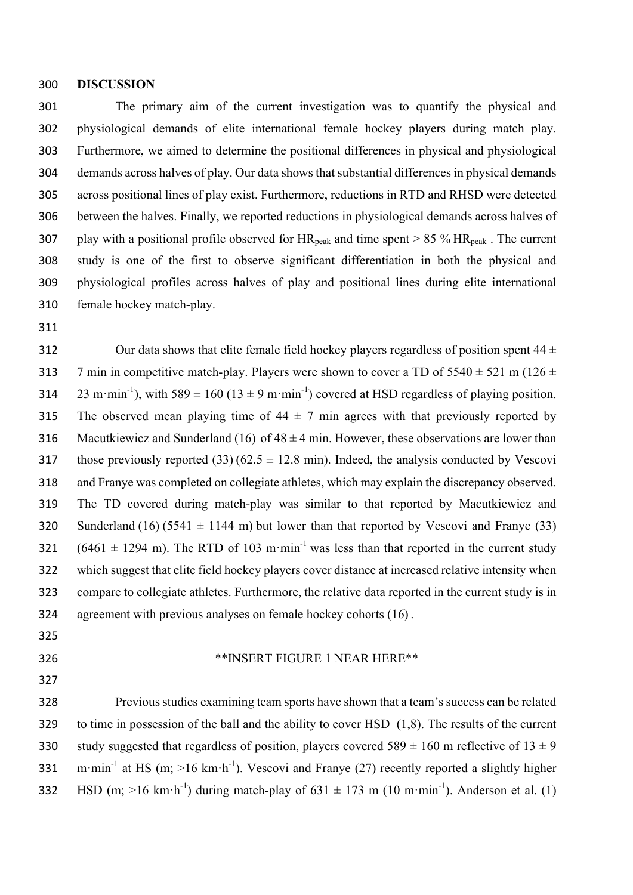## DISCUSSION

The primary aim of the current investigation was to quantify the physical and physiological demands of elite international female hockey players during match play. Furthermore, we aimed to determine the positional differences in physical and physiological demands across halves of play. Our data shows that substantial differences in physical demands across positional lines of play exist. Furthermore, reductions in RTD and RHSD were detected between the halves. Finally, we reported reductions in physiological demands across halves of play with a positional profile observed for $HR_{peak}$ and time spent > 85 % $HR_{peak}$. The current study is one of the first to observe significant differentiation in both the physical and physiological profiles across halves of play and positional lines during elite international female hockey match-play.

Our data shows that elite female field hockey players regardless of position spent 44 ± 7 min in competitive match-play. Players were shown to cover a TD of 5540 ± 521 m (126 ± 23 $m \cdot min^{-1}$), with 589 ± 160 (13 ± 9 $m \cdot min^{-1}$) covered at HSD regardless of playing position. The observed mean playing time of 44 ± 7 min agrees with that previously reported by Macutkiewicz and Sunderland (16) of 48 ± 4 min. However, these observations are lower than those previously reported (33) (62.5 ± 12.8 min). Indeed, the analysis conducted by Vescovi and Franye was completed on collegiate athletes, which may explain the discrepancy observed. The TD covered during match-play was similar to that reported by Macutkiewicz and Sunderland (16) (5541 ± 1144 m) but lower than that reported by Vescovi and Franye (33) (6461 ± 1294 m). The RTD of 103 $m \cdot min^{-1}$ was less than that reported in the current study which suggest that elite field hockey players cover distance at increased relative intensity when compare to collegiate athletes. Furthermore, the relative data reported in the current study is in agreement with previous analyses on female hockey cohorts (16).

**INSERT FIGURE 1 NEAR HERE**

Previous studies examining team sports have shown that a team's success can be related to time in possession of the ball and the ability to cover HSD (1,8). The results of the current study suggested that regardless of position, players covered 589 ± 160 m reflective of 13 ± 9 $m \cdot min^{-1}$ at HS (m; >16 $km \cdot h^{-1}$). Vescovi and Franye (27) recently reported a slightly higher HSD (m; >16 $km \cdot h^{-1}$) during match-play of 631 ± 173 m (10 $m \cdot min^{-1}$). Anderson et al. (1)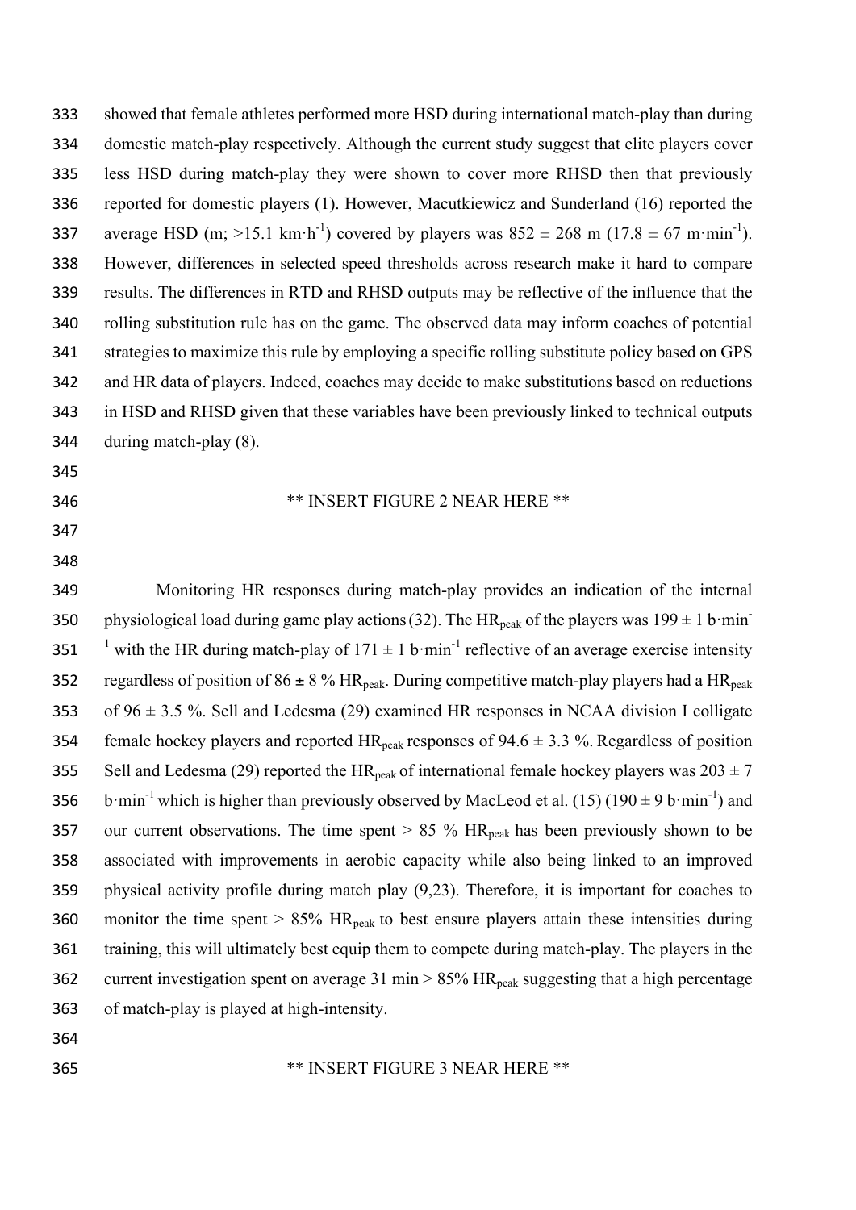showed that female athletes performed more HSD during international match-play than during domestic match-play respectively. Although the current study suggest that elite players cover less HSD during match-play they were shown to cover more RHSD then that previously reported for domestic players (1). However, Macutkiewicz and Sunderland (16) reported the average HSD (m; >15.1 $km \cdot h^{-1}$) covered by players was 852 ± 268 m (17.8 ± 67 $m \cdot min^{-1}$). However, differences in selected speed thresholds across research make it hard to compare results. The differences in RTD and RHSD outputs may be reflective of the influence that the rolling substitution rule has on the game. The observed data may inform coaches of potential strategies to maximize this rule by employing a specific rolling substitute policy based on GPS and HR data of players. Indeed, coaches may decide to make substitutions based on reductions in HSD and RHSD given that these variables have been previously linked to technical outputs during match-play (8).

** INSERT FIGURE 2 NEAR HERE **

Monitoring HR responses during match-play provides an indication of the internal physiological load during game play actions (32). The $HR_{peak}$ of the players was 199 ± 1 $b \cdot min^{-1}$ with the HR during match-play of 171 ± 1 $b \cdot min^{-1}$ reflective of an average exercise intensity regardless of position of 86 ± 8 % $HR_{peak}$. During competitive match-play players had a $HR_{peak}$ of 96 ± 3.5 %. Sell and Ledesma (29) examined HR responses in NCAA division I colligate female hockey players and reported $HR_{peak}$ responses of 94.6 ± 3.3 %. Regardless of position Sell and Ledesma (29) reported the $HR_{peak}$ of international female hockey players was 203 ± 7 $b \cdot min^{-1}$ which is higher than previously observed by MacLeod et al. (15) (190 ± 9 $b \cdot min^{-1}$) and our current observations. The time spent > 85 % $HR_{peak}$ has been previously shown to be associated with improvements in aerobic capacity while also being linked to an improved physical activity profile during match play (9,23). Therefore, it is important for coaches to monitor the time spent > 85% $HR_{peak}$ to best ensure players attain these intensities during training, this will ultimately best equip them to compete during match-play. The players in the current investigation spent on average 31 min > 85% $HR_{peak}$ suggesting that a high percentage of match-play is played at high-intensity.

** INSERT FIGURE 3 NEAR HERE **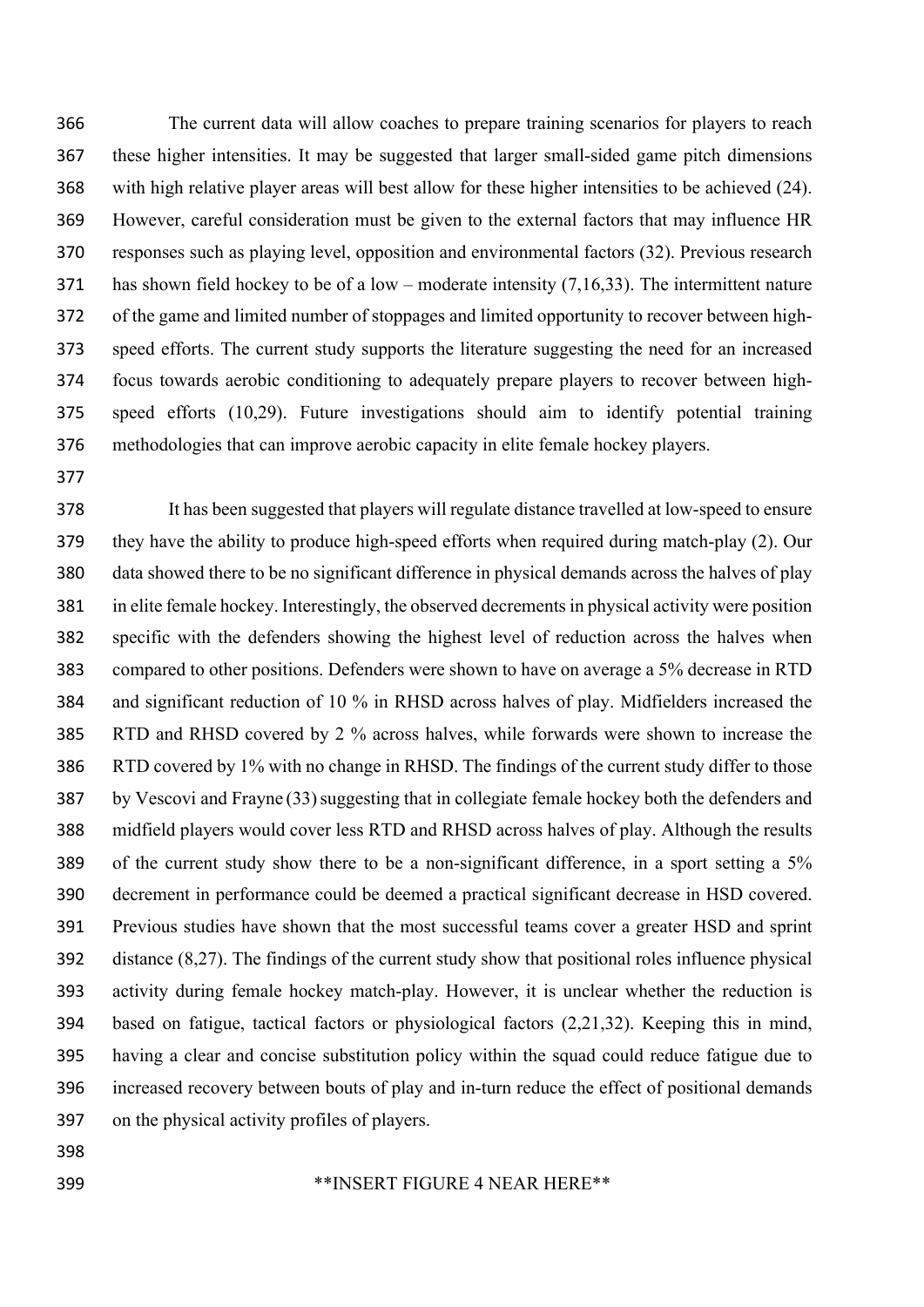The current data will allow coaches to prepare training scenarios for players to reach these higher intensities. It may be suggested that larger small-sided game pitch dimensions with high relative player areas will best allow for these higher intensities to be achieved (24). However, careful consideration must be given to the external factors that may influence HR responses such as playing level, opposition and environmental factors (32). Previous research has shown field hockey to be of a low – moderate intensity (7,16,33). The intermittent nature of the game and limited number of stoppages and limited opportunity to recover between high-speed efforts. The current study supports the literature suggesting the need for an increased focus towards aerobic conditioning to adequately prepare players to recover between high-speed efforts (10,29). Future investigations should aim to identify potential training methodologies that can improve aerobic capacity in elite female hockey players.

It has been suggested that players will regulate distance travelled at low-speed to ensure they have the ability to produce high-speed efforts when required during match-play (2). Our data showed there to be no significant difference in physical demands across the halves of play in elite female hockey. Interestingly, the observed decrements in physical activity were position specific with the defenders showing the highest level of reduction across the halves when compared to other positions. Defenders were shown to have on average a 5% decrease in RTD and significant reduction of 10 % in RHSD across halves of play. Midfielders increased the RTD and RHSD covered by 2 % across halves, while forwards were shown to increase the RTD covered by 1% with no change in RHSD. The findings of the current study differ to those by Vescovi and Frayne (33) suggesting that in collegiate female hockey both the defenders and midfield players would cover less RTD and RHSD across halves of play. Although the results of the current study show there to be a non-significant difference, in a sport setting a 5% decrement in performance could be deemed a practical significant decrease in HSD covered. Previous studies have shown that the most successful teams cover a greater HSD and sprint distance (8,27). The findings of the current study show that positional roles influence physical activity during female hockey match-play. However, it is unclear whether the reduction is based on fatigue, tactical factors or physiological factors (2,21,32). Keeping this in mind, having a clear and concise substitution policy within the squad could reduce fatigue due to increased recovery between bouts of play and in-turn reduce the effect of positional demands on the physical activity profiles of players.

**INSERT FIGURE 4 NEAR HERE**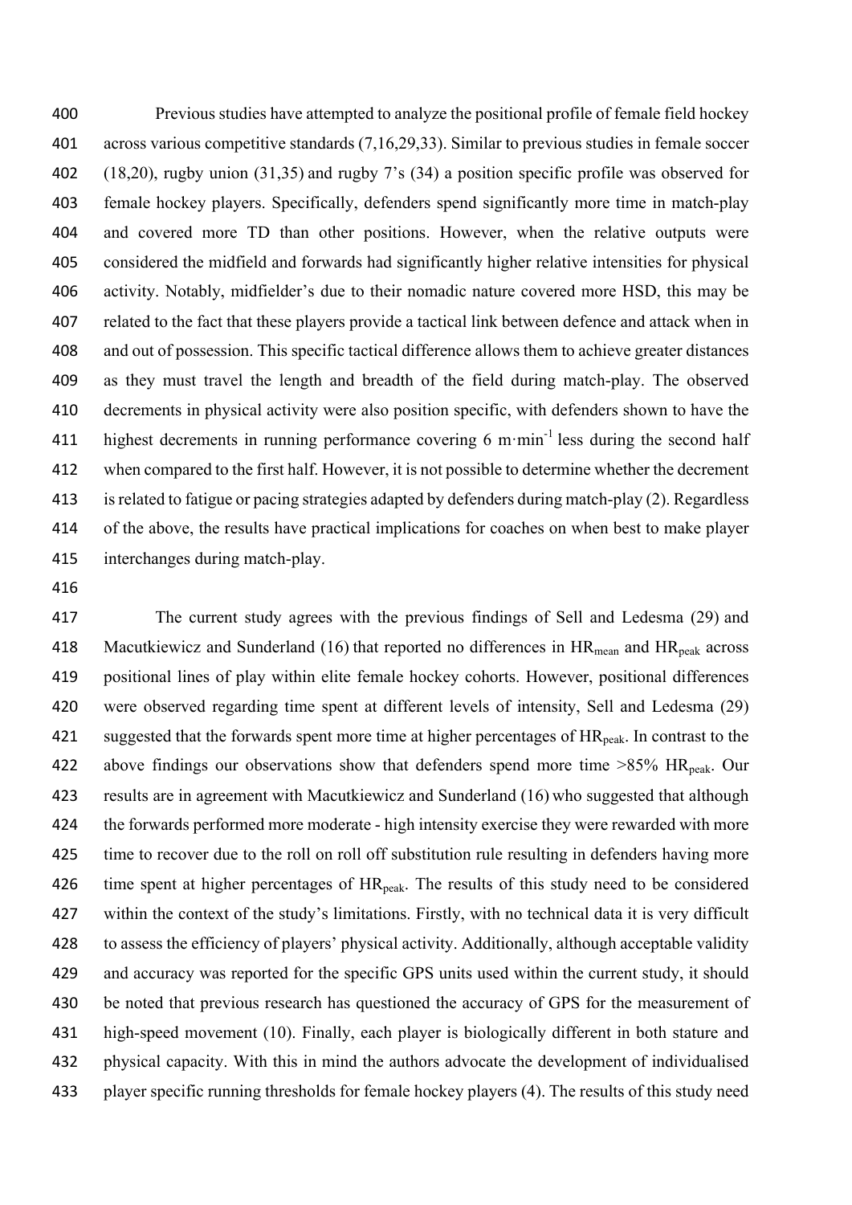Previous studies have attempted to analyze the positional profile of female field hockey across various competitive standards (7,16,29,33). Similar to previous studies in female soccer (18,20), rugby union (31,35) and rugby 7's (34) a position specific profile was observed for female hockey players. Specifically, defenders spend significantly more time in match-play and covered more TD than other positions. However, when the relative outputs were considered the midfield and forwards had significantly higher relative intensities for physical activity. Notably, midfielder's due to their nomadic nature covered more HSD, this may be related to the fact that these players provide a tactical link between defence and attack when in and out of possession. This specific tactical difference allows them to achieve greater distances as they must travel the length and breadth of the field during match-play. The observed decrements in physical activity were also position specific, with defenders shown to have the highest decrements in running performance covering 6 $m \cdot min^{-1}$ less during the second half when compared to the first half. However, it is not possible to determine whether the decrement is related to fatigue or pacing strategies adapted by defenders during match-play (2). Regardless of the above, the results have practical implications for coaches on when best to make player interchanges during match-play.

The current study agrees with the previous findings of Sell and Ledesma (29) and Macutkiewicz and Sunderland (16) that reported no differences in $HR_{mean}$ and $HR_{peak}$ across positional lines of play within elite female hockey cohorts. However, positional differences were observed regarding time spent at different levels of intensity, Sell and Ledesma (29) suggested that the forwards spent more time at higher percentages of $HR_{peak}$. In contrast to the above findings our observations show that defenders spend more time >85% $HR_{peak}$. Our results are in agreement with Macutkiewicz and Sunderland (16) who suggested that although the forwards performed more moderate - high intensity exercise they were rewarded with more time to recover due to the roll on roll off substitution rule resulting in defenders having more time spent at higher percentages of $HR_{peak}$. The results of this study need to be considered within the context of the study's limitations. Firstly, with no technical data it is very difficult to assess the efficiency of players' physical activity. Additionally, although acceptable validity and accuracy was reported for the specific GPS units used within the current study, it should be noted that previous research has questioned the accuracy of GPS for the measurement of high-speed movement (10). Finally, each player is biologically different in both stature and physical capacity. With this in mind the authors advocate the development of individualised player specific running thresholds for female hockey players (4). The results of this study need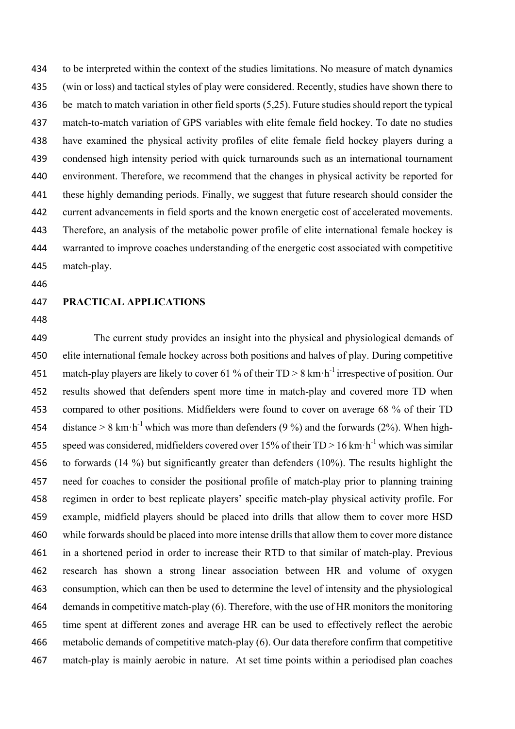to be interpreted within the context of the studies limitations. No measure of match dynamics (win or loss) and tactical styles of play were considered. Recently, studies have shown there to be match to match variation in other field sports (5,25). Future studies should report the typical match-to-match variation of GPS variables with elite female field hockey. To date no studies have examined the physical activity profiles of elite female field hockey players during a condensed high intensity period with quick turnarounds such as an international tournament environment. Therefore, we recommend that the changes in physical activity be reported for these highly demanding periods. Finally, we suggest that future research should consider the current advancements in field sports and the known energetic cost of accelerated movements. Therefore, an analysis of the metabolic power profile of elite international female hockey is warranted to improve coaches understanding of the energetic cost associated with competitive match-play.

## PRACTICAL APPLICATIONS

The current study provides an insight into the physical and physiological demands of elite international female hockey across both positions and halves of play. During competitive match-play players are likely to cover 61 % of their TD > 8 $km \cdot h^{-1}$ irrespective of position. Our results showed that defenders spent more time in match-play and covered more TD when compared to other positions. Midfielders were found to cover on average 68 % of their TD distance > 8 $km \cdot h^{-1}$ which was more than defenders (9 %) and the forwards (2%). When high-speed was considered, midfielders covered over 15% of their TD > 16 $km \cdot h^{-1}$ which was similar to forwards (14 %) but significantly greater than defenders (10%). The results highlight the need for coaches to consider the positional profile of match-play prior to planning training regimen in order to best replicate players' specific match-play physical activity profile. For example, midfield players should be placed into drills that allow them to cover more HSD while forwards should be placed into more intense drills that allow them to cover more distance in a shortened period in order to increase their RTD to that similar of match-play. Previous research has shown a strong linear association between HR and volume of oxygen consumption, which can then be used to determine the level of intensity and the physiological demands in competitive match-play (6). Therefore, with the use of HR monitors the monitoring time spent at different zones and average HR can be used to effectively reflect the aerobic metabolic demands of competitive match-play (6). Our data therefore confirm that competitive match-play is mainly aerobic in nature. At set time points within a periodised plan coaches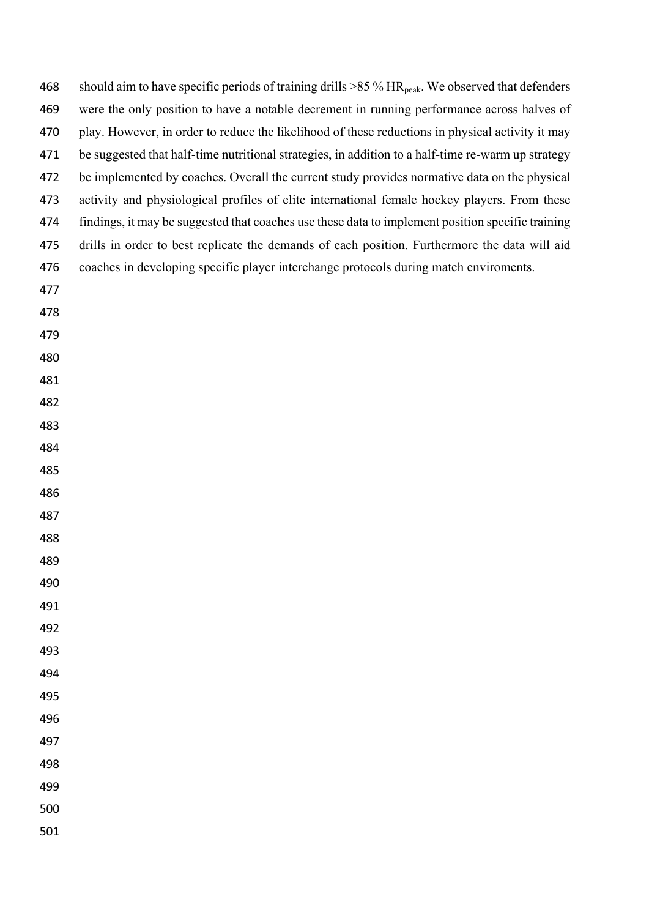should aim to have specific periods of training drills >85 % $HR_{peak}$. We observed that defenders were the only position to have a notable decrement in running performance across halves of play. However, in order to reduce the likelihood of these reductions in physical activity it may be suggested that half-time nutritional strategies, in addition to a half-time re-warm up strategy be implemented by coaches. Overall the current study provides normative data on the physical activity and physiological profiles of elite international female hockey players. From these findings, it may be suggested that coaches use these data to implement position specific training drills in order to best replicate the demands of each position. Furthermore the data will aid coaches in developing specific player interchange protocols during match enviroments.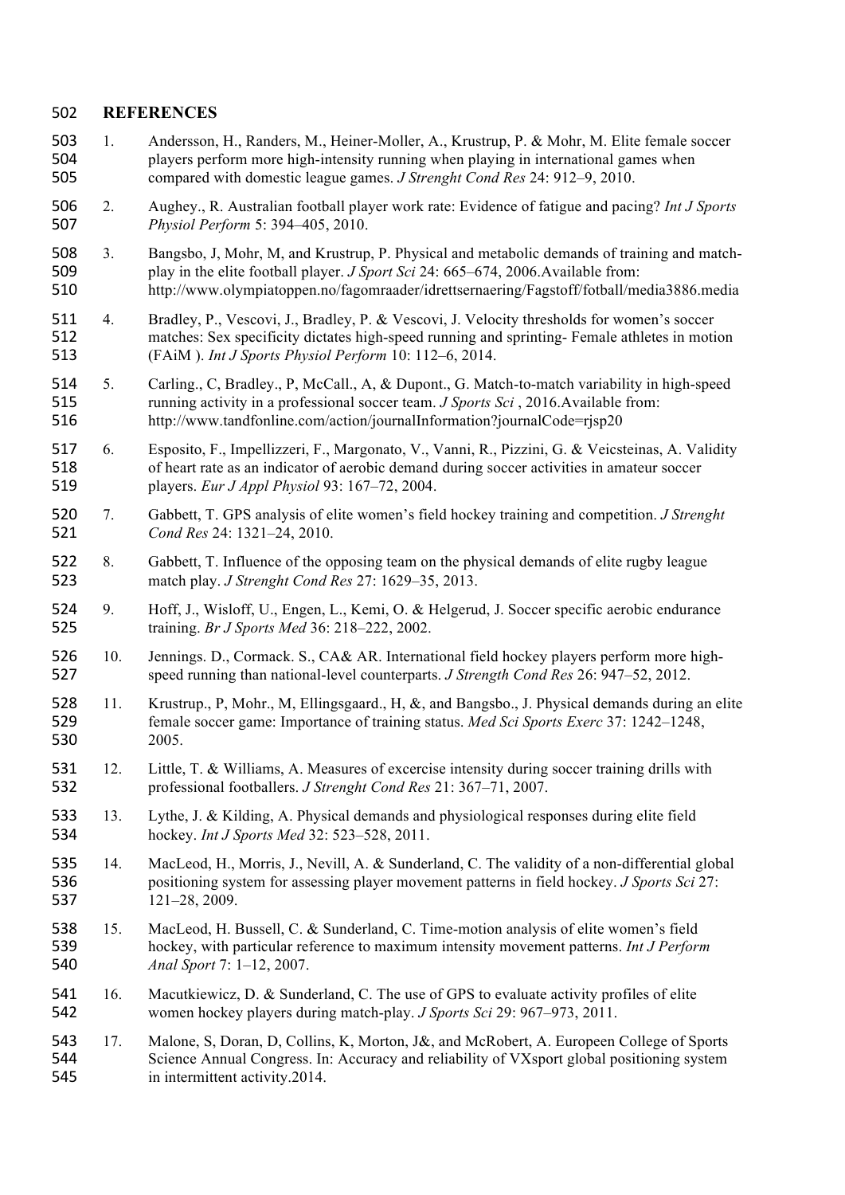## REFERENCES

1. Andersson, H., Randers, M., Heiner-Moller, A., Krustrup, P. & Mohr, M. Elite female soccer players perform more high-intensity running when playing in international games when compared with domestic league games. *J Strenght Cond Res* 24: 912–9, 2010.
2. Aughey., R. Australian football player work rate: Evidence of fatigue and pacing? *Int J Sports Physiol Perform* 5: 394–405, 2010.
3. Bangsbo, J, Mohr, M, and Krustrup, P. Physical and metabolic demands of training and match-play in the elite football player. *J Sport Sci* 24: 665–674, 2006.Available from: http://www.olympiatoppen.no/fagomraader/idrettsernaering/Fagstoff/fotball/media3886.media
4. Bradley, P., Vescovi, J., Bradley, P. & Vescovi, J. Velocity thresholds for women's soccer matches: Sex specificity dictates high-speed running and sprinting- Female athletes in motion (FAiM ). *Int J Sports Physiol Perform* 10: 112–6, 2014.
5. Carling., C, Bradley., P, McCall., A, & Dupont., G. Match-to-match variability in high-speed running activity in a professional soccer team. *J Sports Sci* , 2016.Available from: http://www.tandfonline.com/action/journalInformation?journalCode=rjsp20
6. Esposito, F., Impellizzeri, F., Margonato, V., Vanni, R., Pizzini, G. & Veicsteinas, A. Validity of heart rate as an indicator of aerobic demand during soccer activities in amateur soccer players. *Eur J Appl Physiol* 93: 167–72, 2004.
7. Gabbett, T. GPS analysis of elite women's field hockey training and competition. *J Strenght Cond Res* 24: 1321–24, 2010.
8. Gabbett, T. Influence of the opposing team on the physical demands of elite rugby league match play. *J Strenght Cond Res* 27: 1629–35, 2013.
9. Hoff, J., Wisloff, U., Engen, L., Kemi, O. & Helgerud, J. Soccer specific aerobic endurance training. *Br J Sports Med* 36: 218–222, 2002.
10. Jennings. D., Cormack. S., CA& AR. International field hockey players perform more high-speed running than national-level counterparts. *J Strength Cond Res* 26: 947–52, 2012.
11. Krustrup., P, Mohr., M, Ellingsgaard., H, &, and Bangsbo., J. Physical demands during an elite female soccer game: Importance of training status. *Med Sci Sports Exerc* 37: 1242–1248, 2005.
12. Little, T. & Williams, A. Measures of excercise intensity during soccer training drills with professional footballers. *J Strenght Cond Res* 21: 367–71, 2007.
13. Lythe, J. & Kilding, A. Physical demands and physiological responses during elite field hockey. *Int J Sports Med* 32: 523–528, 2011.
14. MacLeod, H., Morris, J., Nevill, A. & Sunderland, C. The validity of a non-differential global positioning system for assessing player movement patterns in field hockey. *J Sports Sci* 27: 121–28, 2009.
15. MacLeod, H. Bussell, C. & Sunderland, C. Time-motion analysis of elite women's field hockey, with particular reference to maximum intensity movement patterns. *Int J Perform Anal Sport* 7: 1–12, 2007.
16. Macutkiewicz, D. & Sunderland, C. The use of GPS to evaluate activity profiles of elite women hockey players during match-play. *J Sports Sci* 29: 967–973, 2011.
17. Malone, S, Doran, D, Collins, K, Morton, J&, and McRobert, A. Europeen College of Sports Science Annual Congress. In: Accuracy and reliability of VXsport global positioning system in intermittent activity.2014.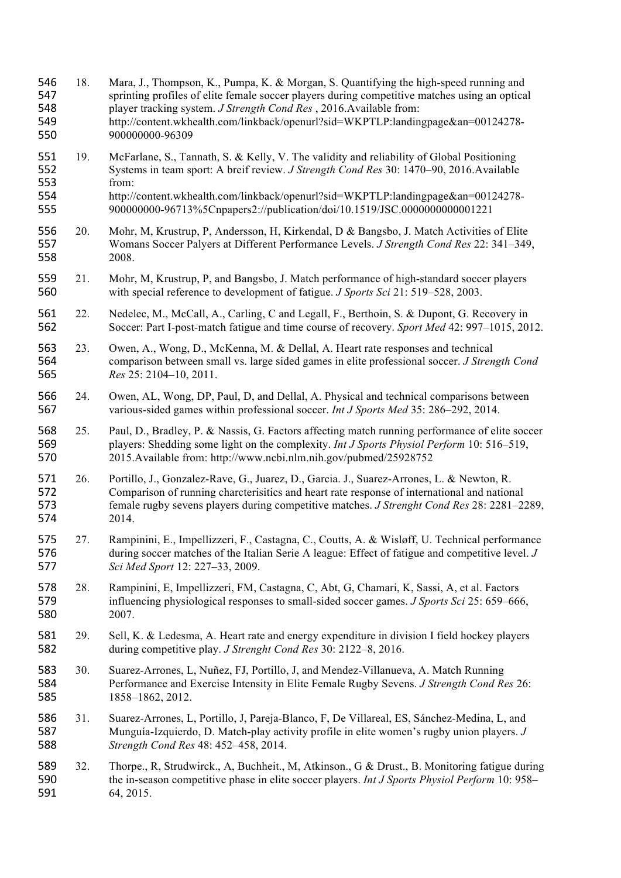18. Mara, J., Thompson, K., Pumpa, K. & Morgan, S. Quantifying the high-speed running and sprinting profiles of elite female soccer players during competitive matches using an optical player tracking system. *J Strength Cond Res* , 2016.Available from: http://content.wkhealth.com/linkback/openurl?sid=WKPTLP:landingpage&an=00124278-900000000-96309

19. McFarlane, S., Tannath, S. & Kelly, V. The validity and reliability of Global Positioning Systems in team sport: A breif review. *J Strength Cond Res* 30: 1470–90, 2016.Available from: http://content.wkhealth.com/linkback/openurl?sid=WKPTLP:landingpage&an=00124278-900000000-96713%5Cnpapers2://publication/doi/10.1519/JSC.0000000000001221

20. Mohr, M, Krustrup, P, Andersson, H, Kirkendal, D & Bangsbo, J. Match Activities of Elite Womans Soccer Palyers at Different Performance Levels. *J Strength Cond Res* 22: 341–349, 2008.

21. Mohr, M, Krustrup, P, and Bangsbo, J. Match performance of high-standard soccer players with special reference to development of fatigue. *J Sports Sci* 21: 519–528, 2003.

22. Nedelec, M., McCall, A., Carling, C and Legall, F., Berthoin, S. & Dupont, G. Recovery in Soccer: Part I-post-match fatigue and time course of recovery. *Sport Med* 42: 997–1015, 2012.

23. Owen, A., Wong, D., McKenna, M. & Dellal, A. Heart rate responses and technical comparison between small vs. large sided games in elite professional soccer. *J Strength Cond Res* 25: 2104–10, 2011.

24. Owen, AL, Wong, DP, Paul, D, and Dellal, A. Physical and technical comparisons between various-sided games within professional soccer. *Int J Sports Med* 35: 286–292, 2014.

25. Paul, D., Bradley, P. & Nassis, G. Factors affecting match running performance of elite soccer players: Shedding some light on the complexity. *Int J Sports Physiol Perform* 10: 516–519, 2015.Available from: http://www.ncbi.nlm.nih.gov/pubmed/25928752

26. Portillo, J., Gonzalez-Rave, G., Juarez, D., Garcia. J., Suarez-Arrones, L. & Newton, R. Comparison of running charcterisitics and heart rate response of international and national female rugby sevens players during competitive matches. *J Strenght Cond Res* 28: 2281–2289, 2014.

27. Rampinini, E., Impellizzeri, F., Castagna, C., Coutts, A. & Wisløff, U. Technical performance during soccer matches of the Italian Serie A league: Effect of fatigue and competitive level. *J Sci Med Sport* 12: 227–33, 2009.

28. Rampinini, E, Impellizzeri, FM, Castagna, C, Abt, G, Chamari, K, Sassi, A, et al. Factors influencing physiological responses to small-sided soccer games. *J Sports Sci* 25: 659–666, 2007.

29. Sell, K. & Ledesma, A. Heart rate and energy expenditure in division I field hockey players during competitive play. *J Strenght Cond Res* 30: 2122–8, 2016.

30. Suarez-Arrones, L, Nuñez, FJ, Portillo, J, and Mendez-Villanueva, A. Match Running Performance and Exercise Intensity in Elite Female Rugby Sevens. *J Strength Cond Res* 26: 1858–1862, 2012.

31. Suarez-Arrones, L, Portillo, J, Pareja-Blanco, F, De Villareal, ES, Sánchez-Medina, L, and Munguía-Izquierdo, D. Match-play activity profile in elite women's rugby union players. *J Strength Cond Res* 48: 452–458, 2014.

32. Thorpe., R, Strudwirck., A, Buchheit., M, Atkinson., G & Drust., B. Monitoring fatigue during the in-season competitive phase in elite soccer players. *Int J Sports Physiol Perform* 10: 958–64, 2015.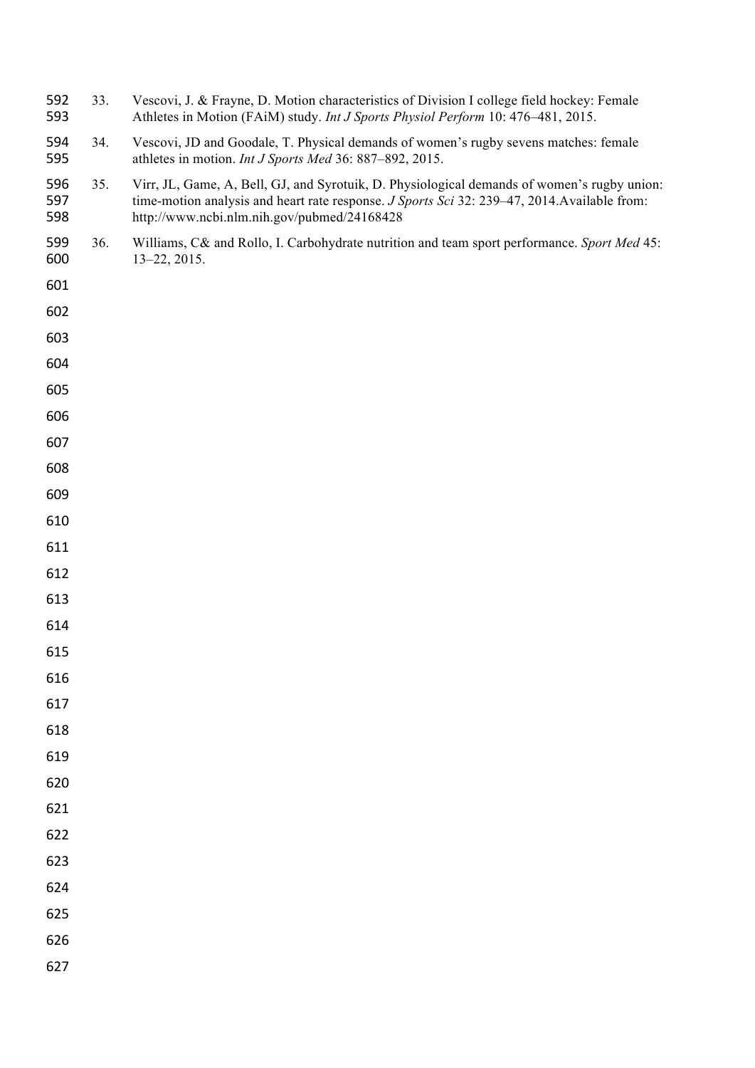33. Vescovi, J. & Frayne, D. Motion characteristics of Division I college field hockey: Female Athletes in Motion (FAiM) study. *Int J Sports Physiol Perform* 10: 476–481, 2015.

34. Vescovi, JD and Goodale, T. Physical demands of women's rugby sevens matches: female athletes in motion. *Int J Sports Med* 36: 887–892, 2015.

35. Virr, JL, Game, A, Bell, GJ, and Syrotuik, D. Physiological demands of women's rugby union: time-motion analysis and heart rate response. *J Sports Sci* 32: 239–47, 2014.Available from: http://www.ncbi.nlm.nih.gov/pubmed/24168428

36. Williams, C& and Rollo, I. Carbohydrate nutrition and team sport performance. *Sport Med* 45: 13–22, 2015.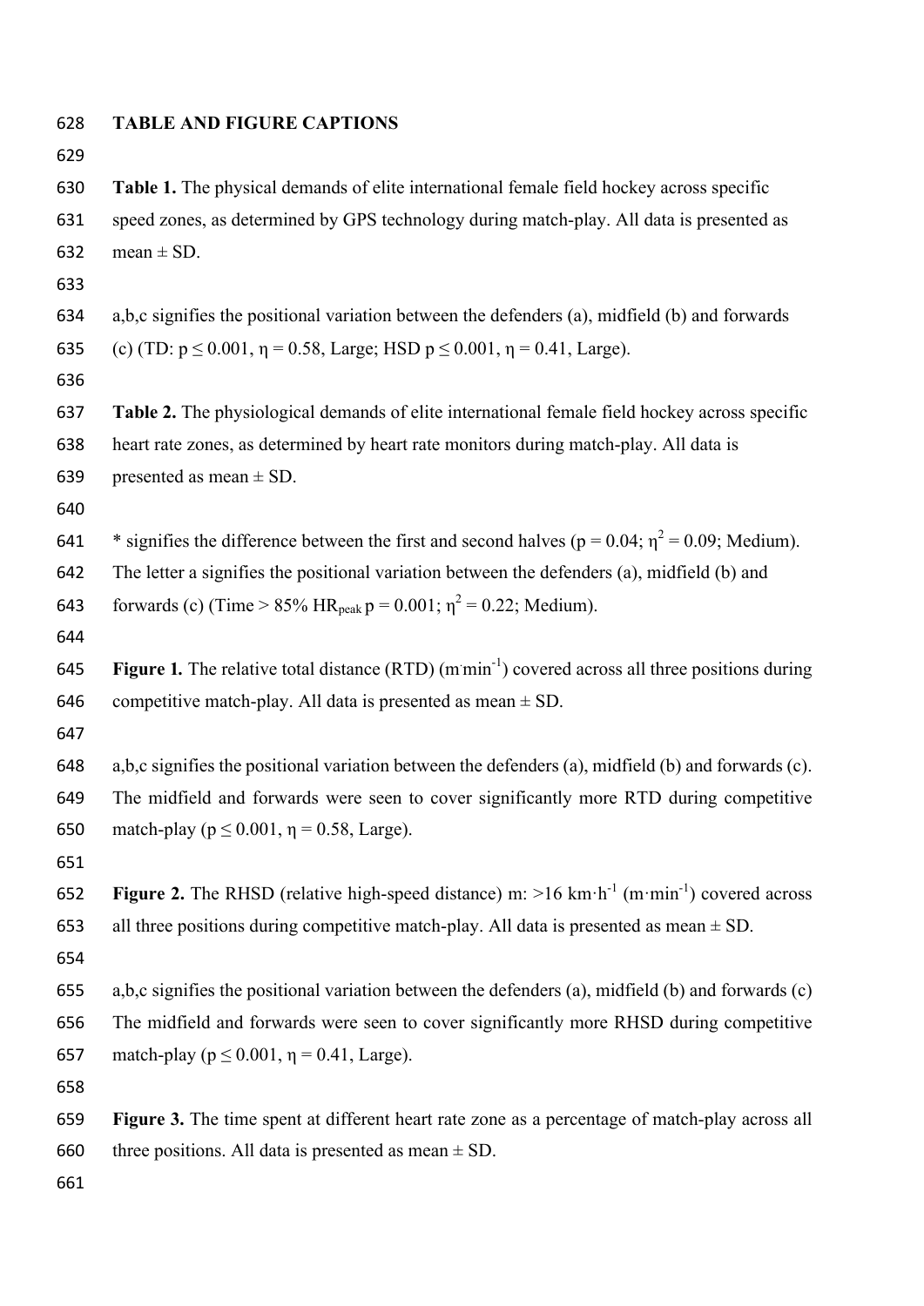## TABLE AND FIGURE CAPTIONS

**Table 1.** The physical demands of elite international female field hockey across specific speed zones, as determined by GPS technology during match-play. All data is presented as mean ± SD.

a,b,c signifies the positional variation between the defenders (a), midfield (b) and forwards (c) (TD: $p \leq 0.001$, $\eta = 0.58$, Large; HSD $p \leq 0.001$, $\eta = 0.41$, Large).

**Table 2.** The physiological demands of elite international female field hockey across specific heart rate zones, as determined by heart rate monitors during match-play. All data is presented as mean ± SD.

* signifies the difference between the first and second halves ($p = 0.04$; $\eta^2 = 0.09$; Medium). The letter a signifies the positional variation between the defenders (a), midfield (b) and forwards (c) (Time > 85% $HR_{peak}$ $p = 0.001$; $\eta^2 = 0.22$; Medium).

**Figure 1.** The relative total distance (RTD) ($m \cdot min^{-1}$) covered across all three positions during competitive match-play. All data is presented as mean ± SD.

a,b,c signifies the positional variation between the defenders (a), midfield (b) and forwards (c). The midfield and forwards were seen to cover significantly more RTD during competitive match-play ($p \leq 0.001$, $\eta = 0.58$, Large).

**Figure 2.** The RHSD (relative high-speed distance) m: >16 $km \cdot h^{-1}$ ($m \cdot min^{-1}$) covered across all three positions during competitive match-play. All data is presented as mean ± SD.

a,b,c signifies the positional variation between the defenders (a), midfield (b) and forwards (c) The midfield and forwards were seen to cover significantly more RHSD during competitive match-play ($p \leq 0.001$, $\eta = 0.41$, Large).

**Figure 3.** The time spent at different heart rate zone as a percentage of match-play across all three positions. All data is presented as mean ± SD.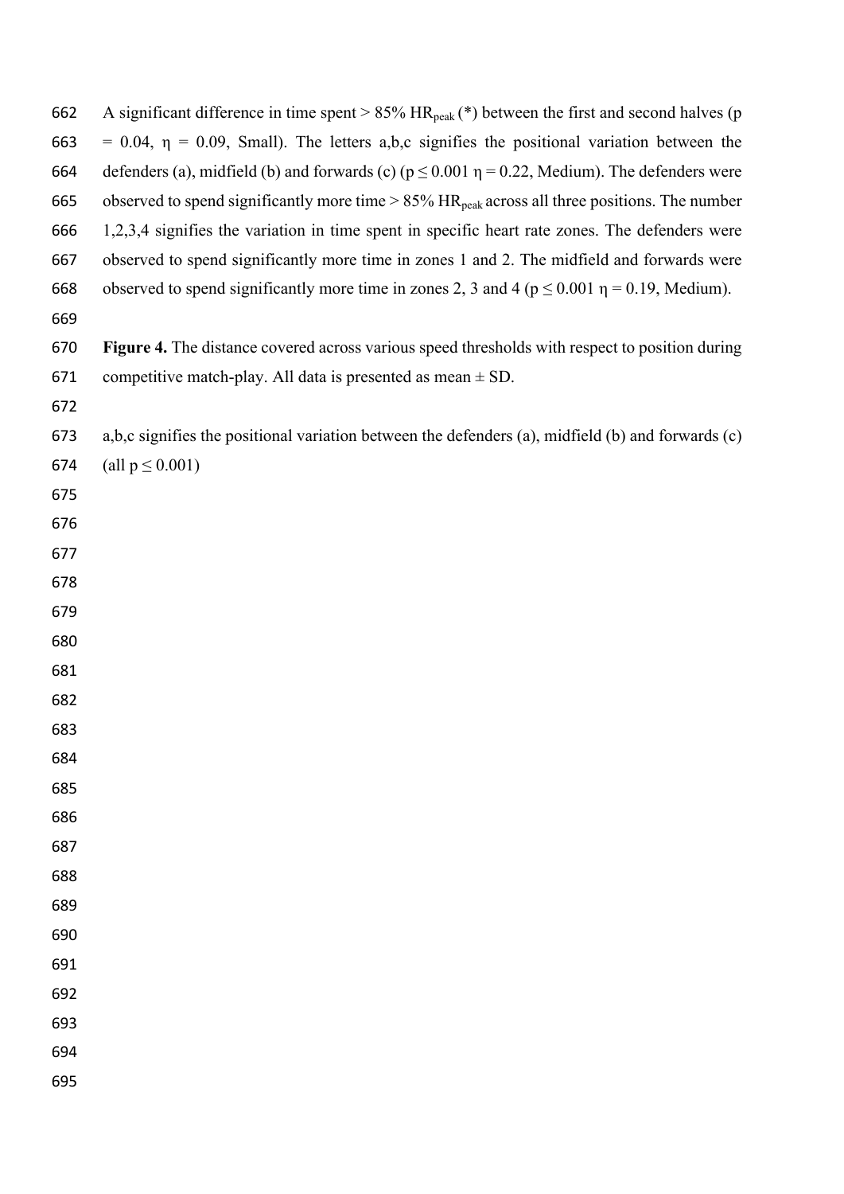A significant difference in time spent > 85% $HR_{peak}$ (*) between the first and second halves ($p = 0.04$, $\eta = 0.09$, Small). The letters a,b,c signifies the positional variation between the defenders (a), midfield (b) and forwards (c) ($p \leq 0.001$ $\eta = 0.22$, Medium). The defenders were observed to spend significantly more time > 85% $HR_{peak}$ across all three positions. The number 1,2,3,4 signifies the variation in time spent in specific heart rate zones. The defenders were observed to spend significantly more time in zones 1 and 2. The midfield and forwards were observed to spend significantly more time in zones 2, 3 and 4 ($p \leq 0.001$ $\eta = 0.19$, Medium).

**Figure 4.** The distance covered across various speed thresholds with respect to position during competitive match-play. All data is presented as mean ± SD.

a,b,c signifies the positional variation between the defenders (a), midfield (b) and forwards (c) (all $p \leq 0.001$)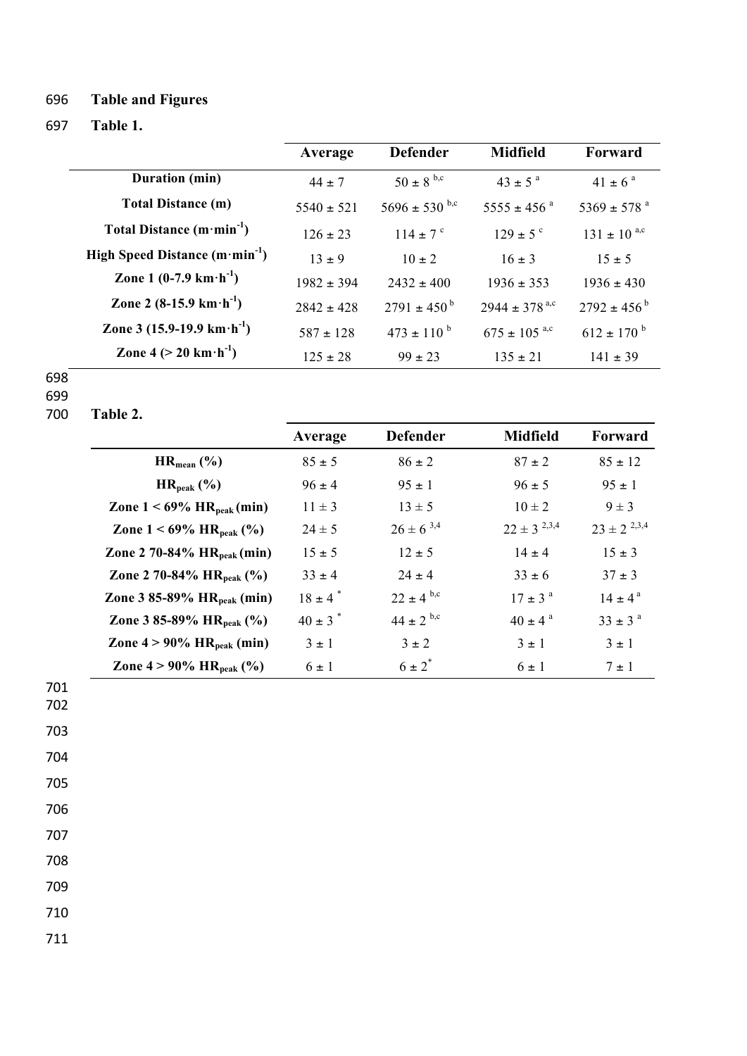**Table and Figures**

**Table 1.**

| | Average | Defender | Midfield | Forward |
|---|---|---|---|---|
| **Duration (min)** | 44 ± 7 | 50 ± 8 [b,c] | 43 ± 5 [a] | 41 ± 6 [a] |
| **Total Distance (m)** | 5540 ± 521 | 5696 ± 530 [b,c] | 5555 ± 456 [a] | 5369 ± 578 [a] |
| **Total Distance ($m \cdot min^{-1}$)** | 126 ± 23 | 114 ± 7 [c] | 129 ± 5 [c] | 131 ± 10 [a,c] |
| **High Speed Distance ($m \cdot min^{-1}$)** | 13 ± 9 | 10 ± 2 | 16 ± 3 | 15 ± 5 |
| **Zone 1 (0-7.9 $km \cdot h^{-1}$)** | 1982 ± 394 | 2432 ± 400 | 1936 ± 353 | 1936 ± 430 |
| **Zone 2 (8-15.9 $km \cdot h^{-1}$)** | 2842 ± 428 | 2791 ± 450 [b] | 2944 ± 378 [a,c] | 2792 ± 456 [b] |
| **Zone 3 (15.9-19.9 $km \cdot h^{-1}$)** | 587 ± 128 | 473 ± 110 [b] | 675 ± 105 [a,c] | 612 ± 170 [b] |
| **Zone 4 (> 20 $km \cdot h^{-1}$)** | 125 ± 28 | 99 ± 23 | 135 ± 21 | 141 ± 39 |

**Table 2.**

| | Average | Defender | Midfield | Forward |
|---|---|---|---|---|
| **$HR_{mean}$ (%)** | 85 ± 5 | 86 ± 2 | 87 ± 2 | 85 ± 12 |
| **$HR_{peak}$ (%)** | 96 ± 4 | 95 ± 1 | 96 ± 5 | 95 ± 1 |
| **Zone 1 < 69% $HR_{peak}$ (min)** | 11 ± 3 | 13 ± 5 | 10 ± 2 | 9 ± 3 |
| **Zone 1 < 69% $HR_{peak}$ (%)** | 24 ± 5 | 26 ± 6 [3,4] | 22 ± 3 [2,3,4] | 23 ± 2 [2,3,4] |
| **Zone 2 70-84% $HR_{peak}$ (min)** | 15 ± 5 | 12 ± 5 | 14 ± 4 | 15 ± 3 |
| **Zone 2 70-84% $HR_{peak}$ (%)** | 33 ± 4 | 24 ± 4 | 33 ± 6 | 37 ± 3 |
| **Zone 3 85-89% $HR_{peak}$ (min)** | 18 ± 4 * | 22 ± 4 [b,c] | 17 ± 3 [a] | 14 ± 4 [a] |
| **Zone 3 85-89% $HR_{peak}$ (%)** | 40 ± 3 * | 44 ± 2 [b,c] | 40 ± 4 [a] | 33 ± 3 [a] |
| **Zone 4 > 90% $HR_{peak}$ (min)** | 3 ± 1 | 3 ± 2 | 3 ± 1 | 3 ± 1 |
| **Zone 4 > 90% $HR_{peak}$ (%)** | 6 ± 1 | 6 ± 2 * | 6 ± 1 | 7 ± 1 |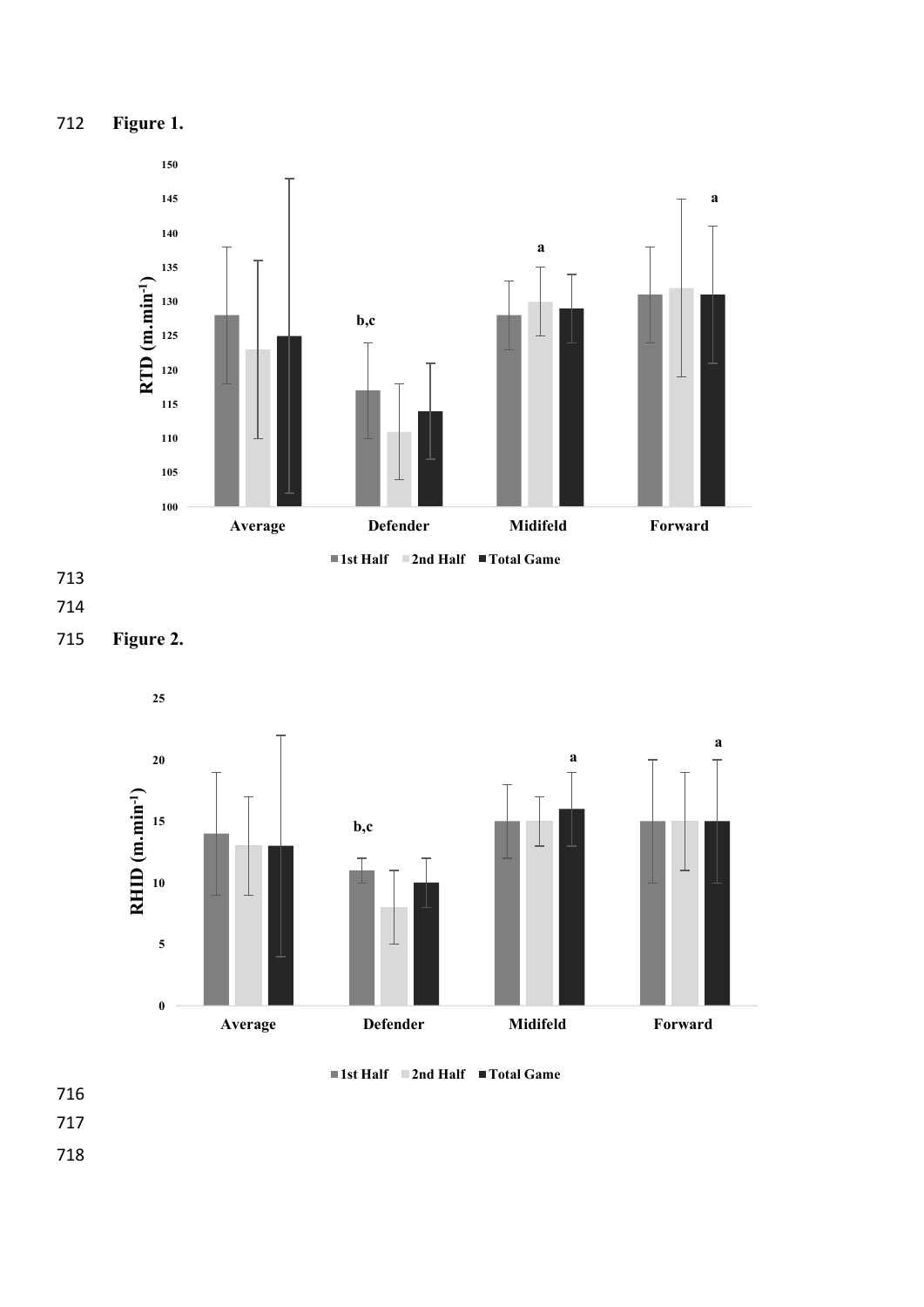**Figure 1.**

**Figure 2.**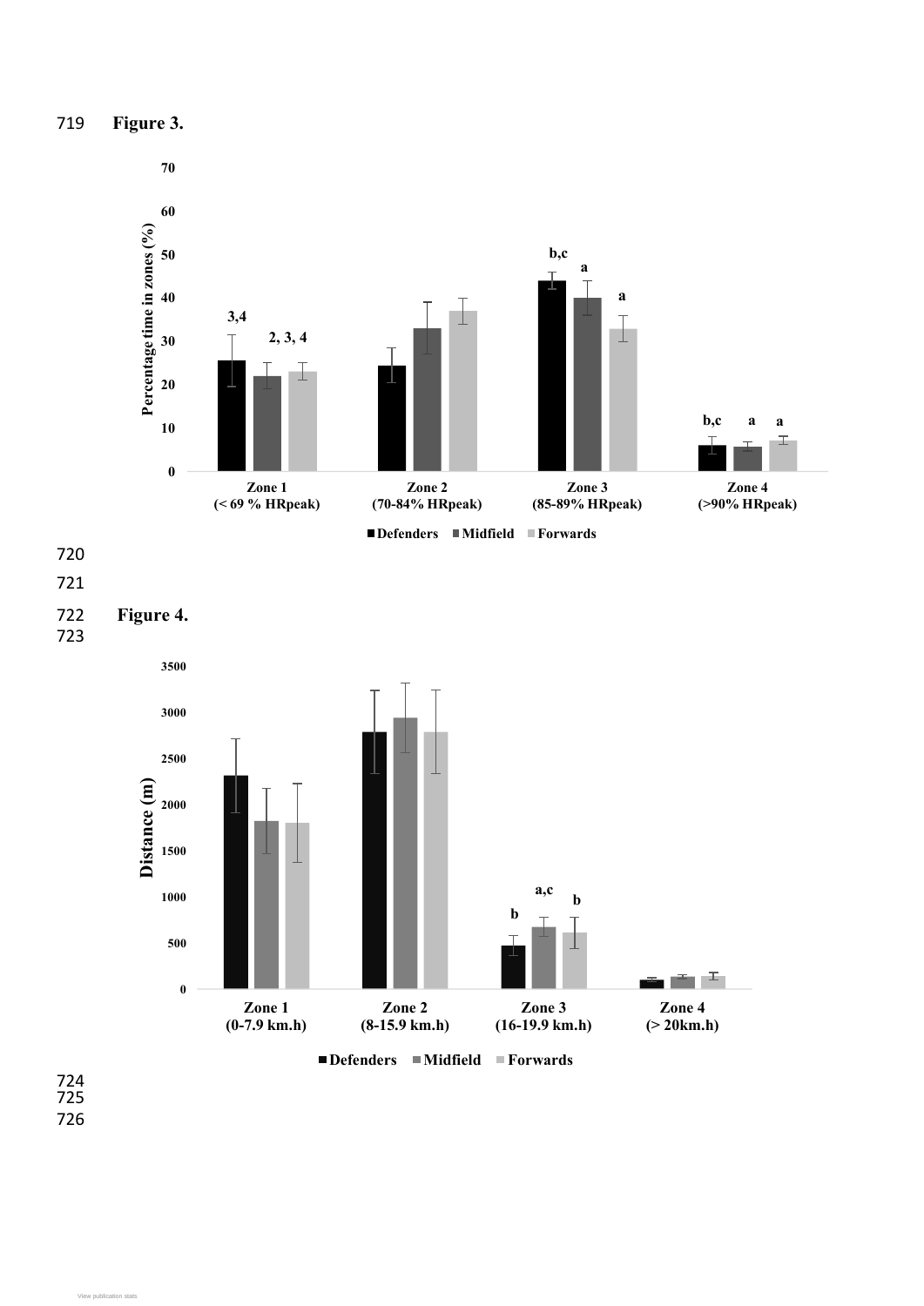**Figure 3.**

70
60
50
40
30
20
10
0

Percentage time in zones (%)

3,4
2, 3, 4
b,c
a
a
b,c
a
a

Zone 1
(< 69 % HRpeak)

Zone 2
(70-84% HRpeak)

Zone 3
(85-89% HRpeak)

Zone 4
(>90% HRpeak)

Defenders Midfield Forwards

**Figure 4.**

3500
3000
2500
2000
1500
1000
500
0

Distance (m)

a,c
b
b

Zone 1
(0-7.9 km.h)

Zone 2
(8-15.9 km.h)

Zone 3
(16-19.9 km.h)

Zone 4
(> 20km.h)

Defenders Midfield Forwards